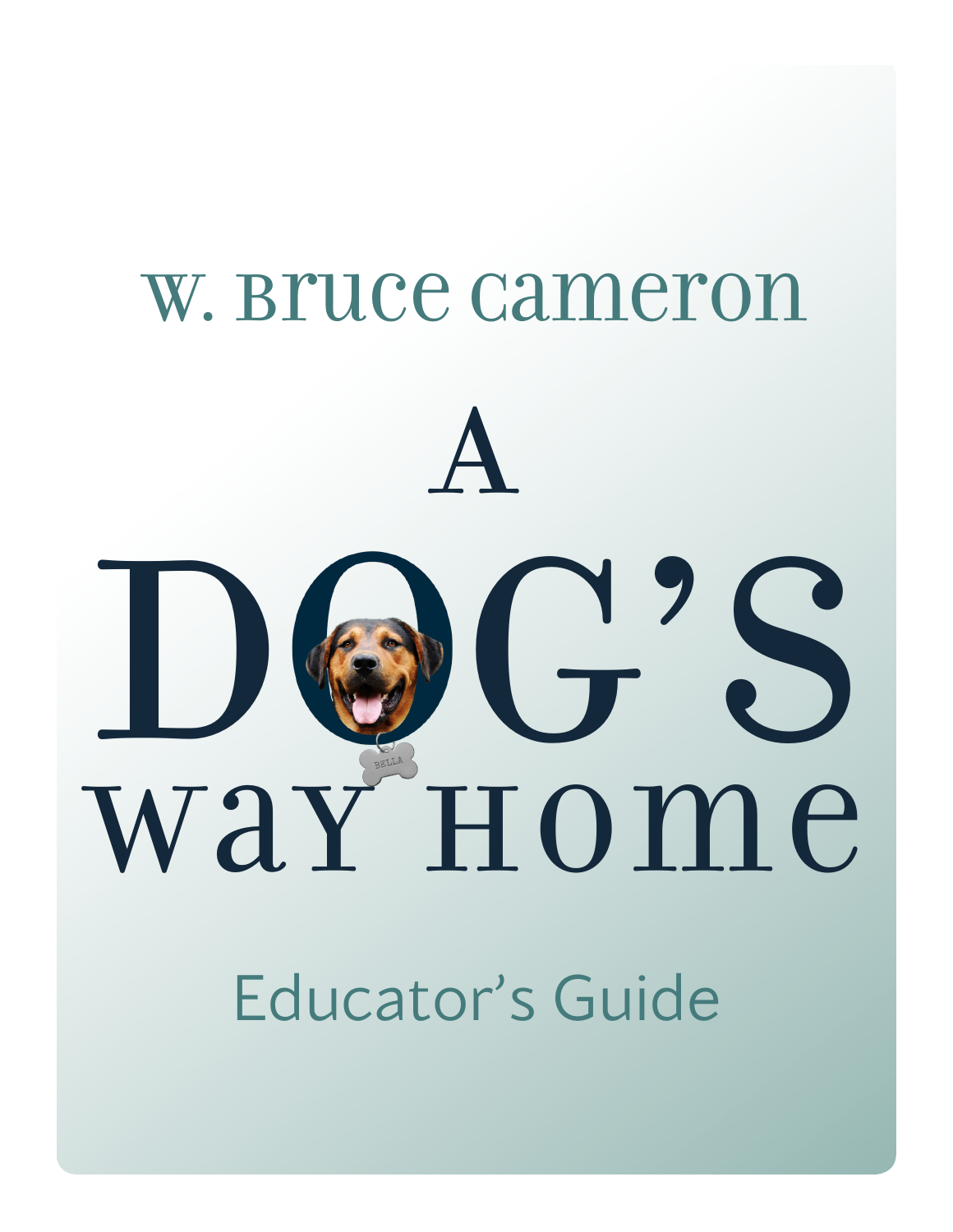W. Bruce Cameron

# A Dog's Way Home

## Educator's Guide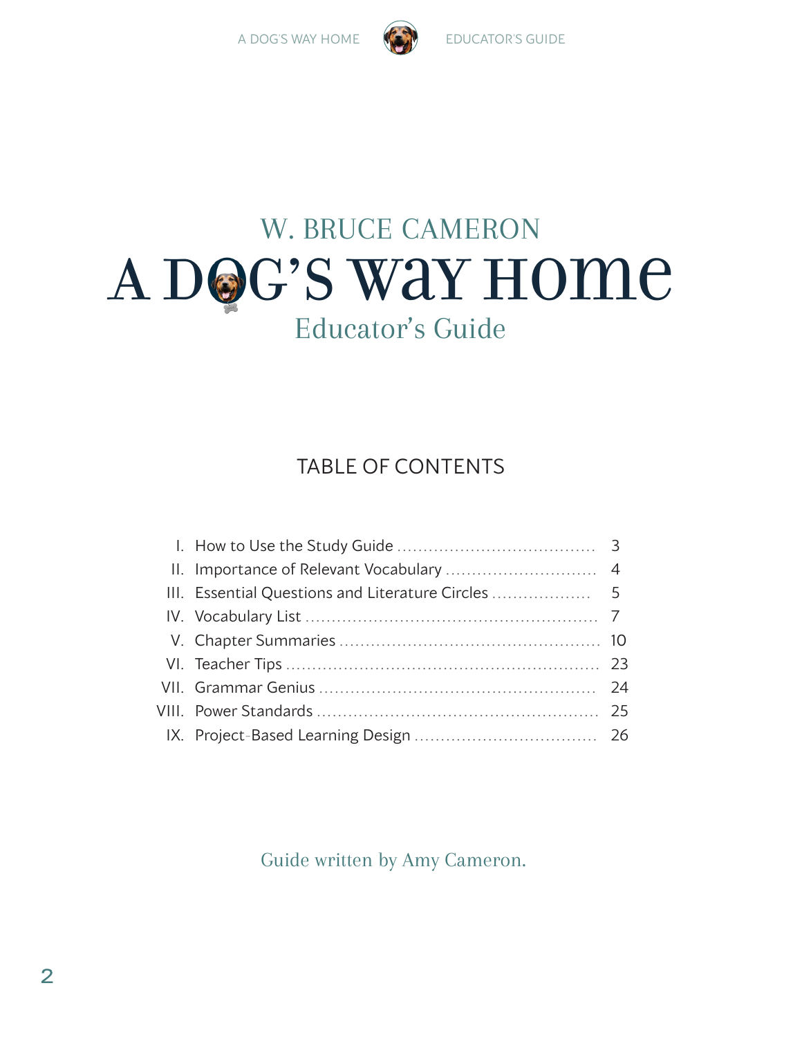W. BRUCE CAMERON

# A DOG'S WAY HOME

## Educator's Guide

### TABLE OF CONTENTS

I. How to Use the Study Guide ..................................... 3
II. Importance of Relevant Vocabulary ............................. 4
III. Essential Questions and Literature Circles .................. 5
IV. Vocabulary List ....................................................... 7
V. Chapter Summaries ................................................. 10
VI. Teacher Tips .......................................................... 23
VII. Grammar Genius .................................................... 24
VIII. Power Standards ..................................................... 25
IX. Project-Based Learning Design .................................. 26

Guide written by Amy Cameron.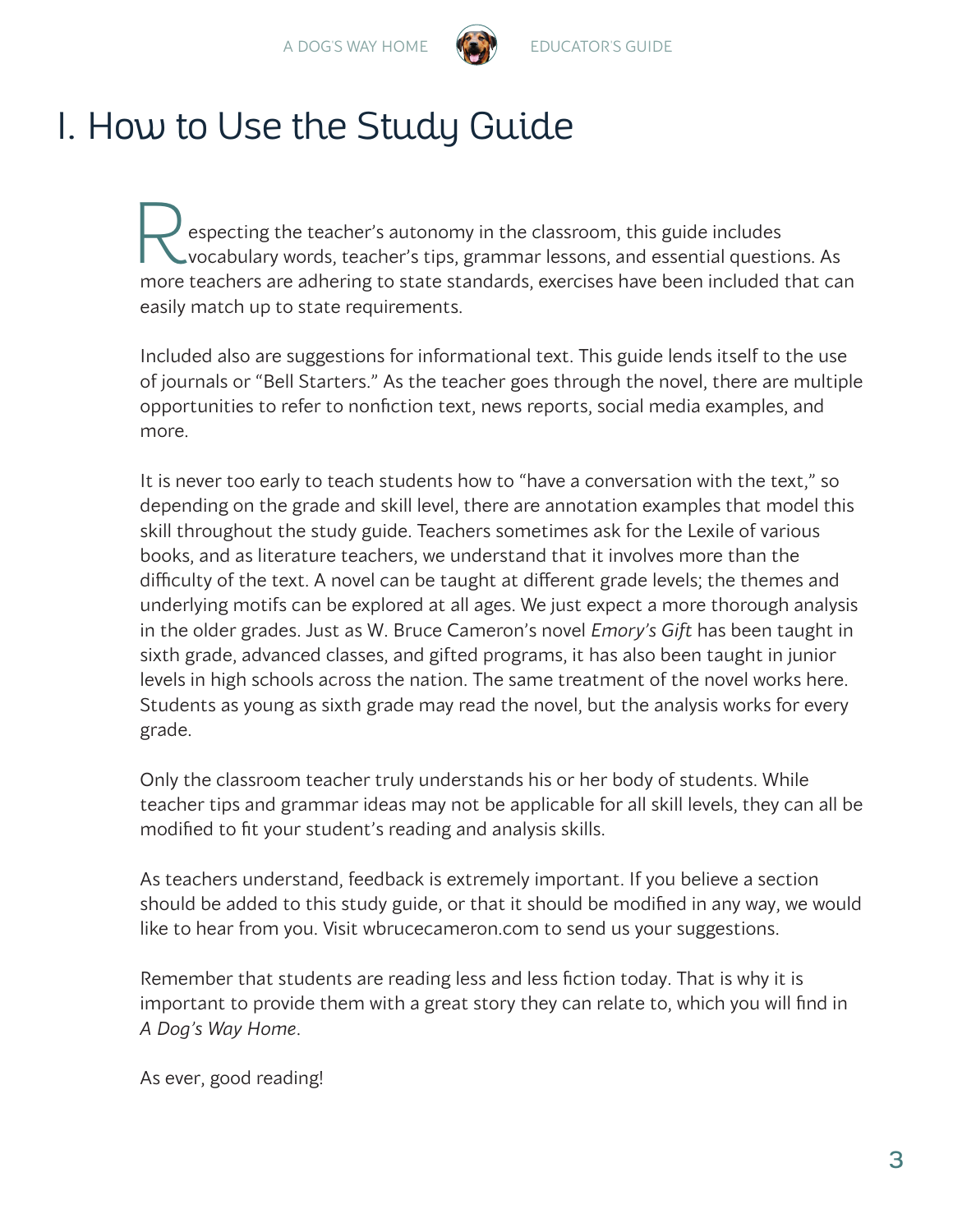# I. How to Use the Study Guide

Respecting the teacher's autonomy in the classroom, this guide includes vocabulary words, teacher's tips, grammar lessons, and essential questions. As more teachers are adhering to state standards, exercises have been included that can easily match up to state requirements.

Included also are suggestions for informational text. This guide lends itself to the use of journals or "Bell Starters." As the teacher goes through the novel, there are multiple opportunities to refer to nonfiction text, news reports, social media examples, and more.

It is never too early to teach students how to "have a conversation with the text," so depending on the grade and skill level, there are annotation examples that model this skill throughout the study guide. Teachers sometimes ask for the Lexile of various books, and as literature teachers, we understand that it involves more than the difficulty of the text. A novel can be taught at different grade levels; the themes and underlying motifs can be explored at all ages. We just expect a more thorough analysis in the older grades. Just as W. Bruce Cameron's novel *Emory's Gift* has been taught in sixth grade, advanced classes, and gifted programs, it has also been taught in junior levels in high schools across the nation. The same treatment of the novel works here. Students as young as sixth grade may read the novel, but the analysis works for every grade.

Only the classroom teacher truly understands his or her body of students. While teacher tips and grammar ideas may not be applicable for all skill levels, they can all be modified to fit your student's reading and analysis skills.

As teachers understand, feedback is extremely important. If you believe a section should be added to this study guide, or that it should be modified in any way, we would like to hear from you. Visit wbrucecameron.com to send us your suggestions.

Remember that students are reading less and less fiction today. That is why it is important to provide them with a great story they can relate to, which you will find in *A Dog's Way Home*.

As ever, good reading!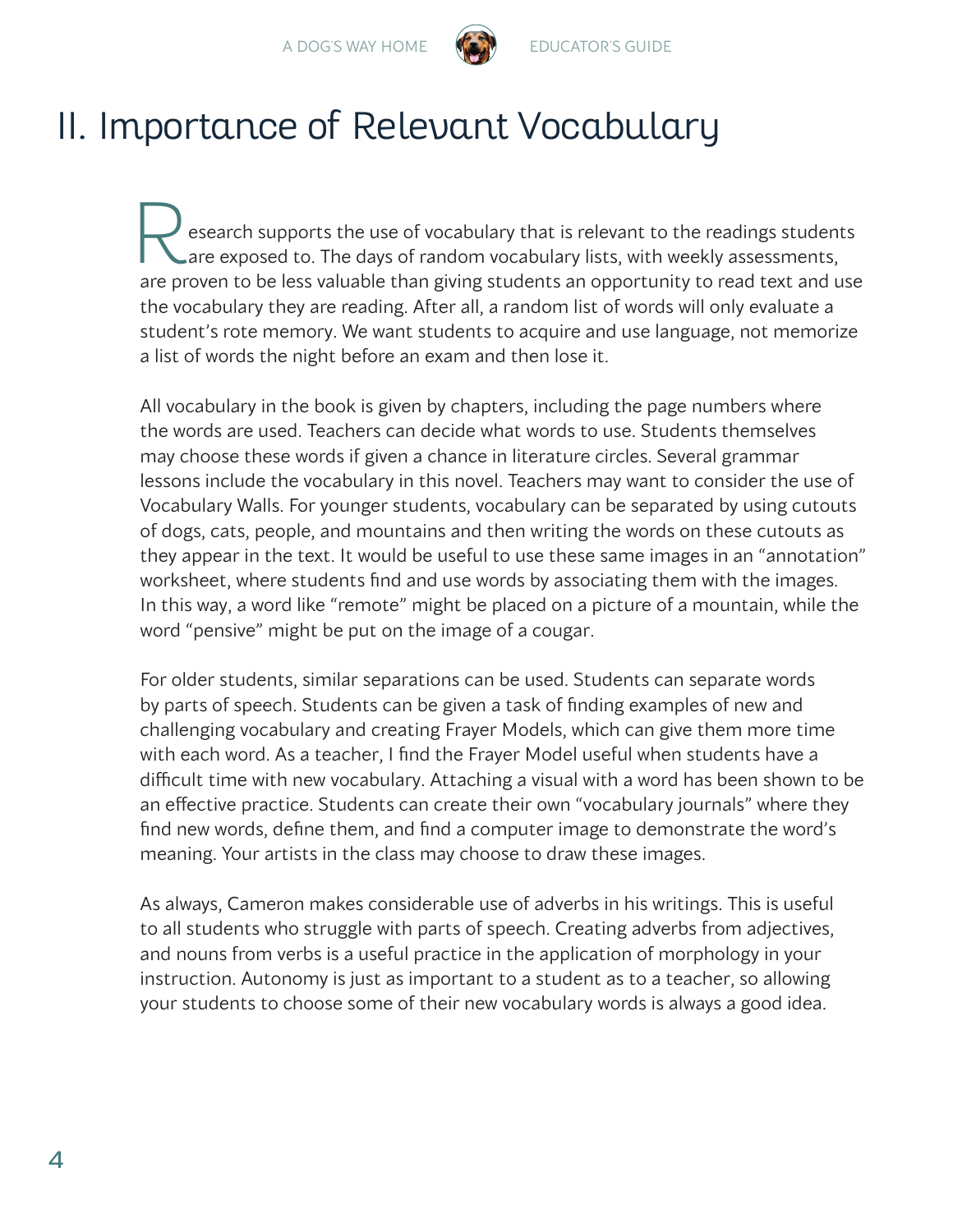# II. Importance of Relevant Vocabulary

Research supports the use of vocabulary that is relevant to the readings students are exposed to. The days of random vocabulary lists, with weekly assessments, are proven to be less valuable than giving students an opportunity to read text and use the vocabulary they are reading. After all, a random list of words will only evaluate a student's rote memory. We want students to acquire and use language, not memorize a list of words the night before an exam and then lose it.

All vocabulary in the book is given by chapters, including the page numbers where the words are used. Teachers can decide what words to use. Students themselves may choose these words if given a chance in literature circles. Several grammar lessons include the vocabulary in this novel. Teachers may want to consider the use of Vocabulary Walls. For younger students, vocabulary can be separated by using cutouts of dogs, cats, people, and mountains and then writing the words on these cutouts as they appear in the text. It would be useful to use these same images in an "annotation" worksheet, where students find and use words by associating them with the images. In this way, a word like "remote" might be placed on a picture of a mountain, while the word "pensive" might be put on the image of a cougar.

For older students, similar separations can be used. Students can separate words by parts of speech. Students can be given a task of finding examples of new and challenging vocabulary and creating Frayer Models, which can give them more time with each word. As a teacher, I find the Frayer Model useful when students have a difficult time with new vocabulary. Attaching a visual with a word has been shown to be an effective practice. Students can create their own "vocabulary journals" where they find new words, define them, and find a computer image to demonstrate the word's meaning. Your artists in the class may choose to draw these images.

As always, Cameron makes considerable use of adverbs in his writings. This is useful to all students who struggle with parts of speech. Creating adverbs from adjectives, and nouns from verbs is a useful practice in the application of morphology in your instruction. Autonomy is just as important to a student as to a teacher, so allowing your students to choose some of their new vocabulary words is always a good idea.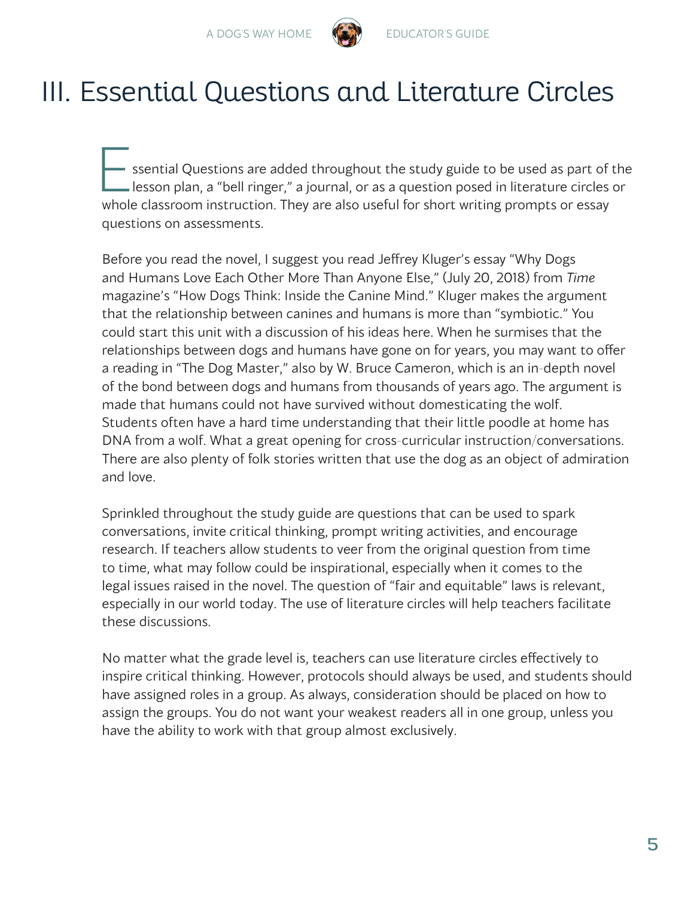# III. Essential Questions and Literature Circles

Essential Questions are added throughout the study guide to be used as part of the lesson plan, a "bell ringer," a journal, or as a question posed in literature circles or whole classroom instruction. They are also useful for short writing prompts or essay questions on assessments.

Before you read the novel, I suggest you read Jeffrey Kluger's essay "Why Dogs and Humans Love Each Other More Than Anyone Else," (July 20, 2018) from *Time* magazine's "How Dogs Think: Inside the Canine Mind." Kluger makes the argument that the relationship between canines and humans is more than "symbiotic." You could start this unit with a discussion of his ideas here. When he surmises that the relationships between dogs and humans have gone on for years, you may want to offer a reading in "The Dog Master," also by W. Bruce Cameron, which is an in-depth novel of the bond between dogs and humans from thousands of years ago. The argument is made that humans could not have survived without domesticating the wolf. Students often have a hard time understanding that their little poodle at home has DNA from a wolf. What a great opening for cross-curricular instruction/conversations. There are also plenty of folk stories written that use the dog as an object of admiration and love.

Sprinkled throughout the study guide are questions that can be used to spark conversations, invite critical thinking, prompt writing activities, and encourage research. If teachers allow students to veer from the original question from time to time, what may follow could be inspirational, especially when it comes to the legal issues raised in the novel. The question of "fair and equitable" laws is relevant, especially in our world today. The use of literature circles will help teachers facilitate these discussions.

No matter what the grade level is, teachers can use literature circles effectively to inspire critical thinking. However, protocols should always be used, and students should have assigned roles in a group. As always, consideration should be placed on how to assign the groups. You do not want your weakest readers all in one group, unless you have the ability to work with that group almost exclusively.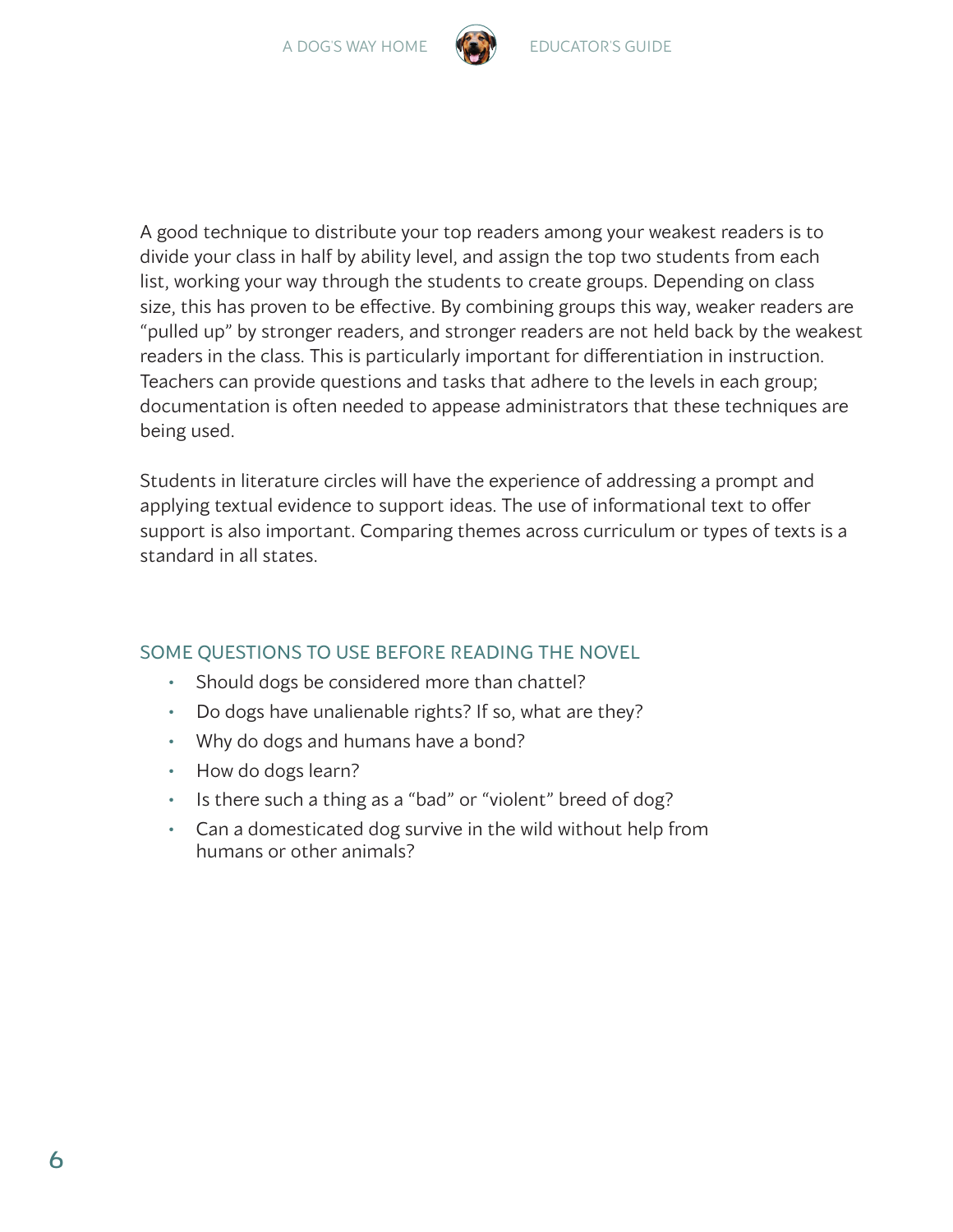A good technique to distribute your top readers among your weakest readers is to divide your class in half by ability level, and assign the top two students from each list, working your way through the students to create groups. Depending on class size, this has proven to be effective. By combining groups this way, weaker readers are "pulled up" by stronger readers, and stronger readers are not held back by the weakest readers in the class. This is particularly important for differentiation in instruction. Teachers can provide questions and tasks that adhere to the levels in each group; documentation is often needed to appease administrators that these techniques are being used.

Students in literature circles will have the experience of addressing a prompt and applying textual evidence to support ideas. The use of informational text to offer support is also important. Comparing themes across curriculum or types of texts is a standard in all states.

## SOME QUESTIONS TO USE BEFORE READING THE NOVEL

- Should dogs be considered more than chattel?
- Do dogs have unalienable rights? If so, what are they?
- Why do dogs and humans have a bond?
- How do dogs learn?
- Is there such a thing as a "bad" or "violent" breed of dog?
- Can a domesticated dog survive in the wild without help from humans or other animals?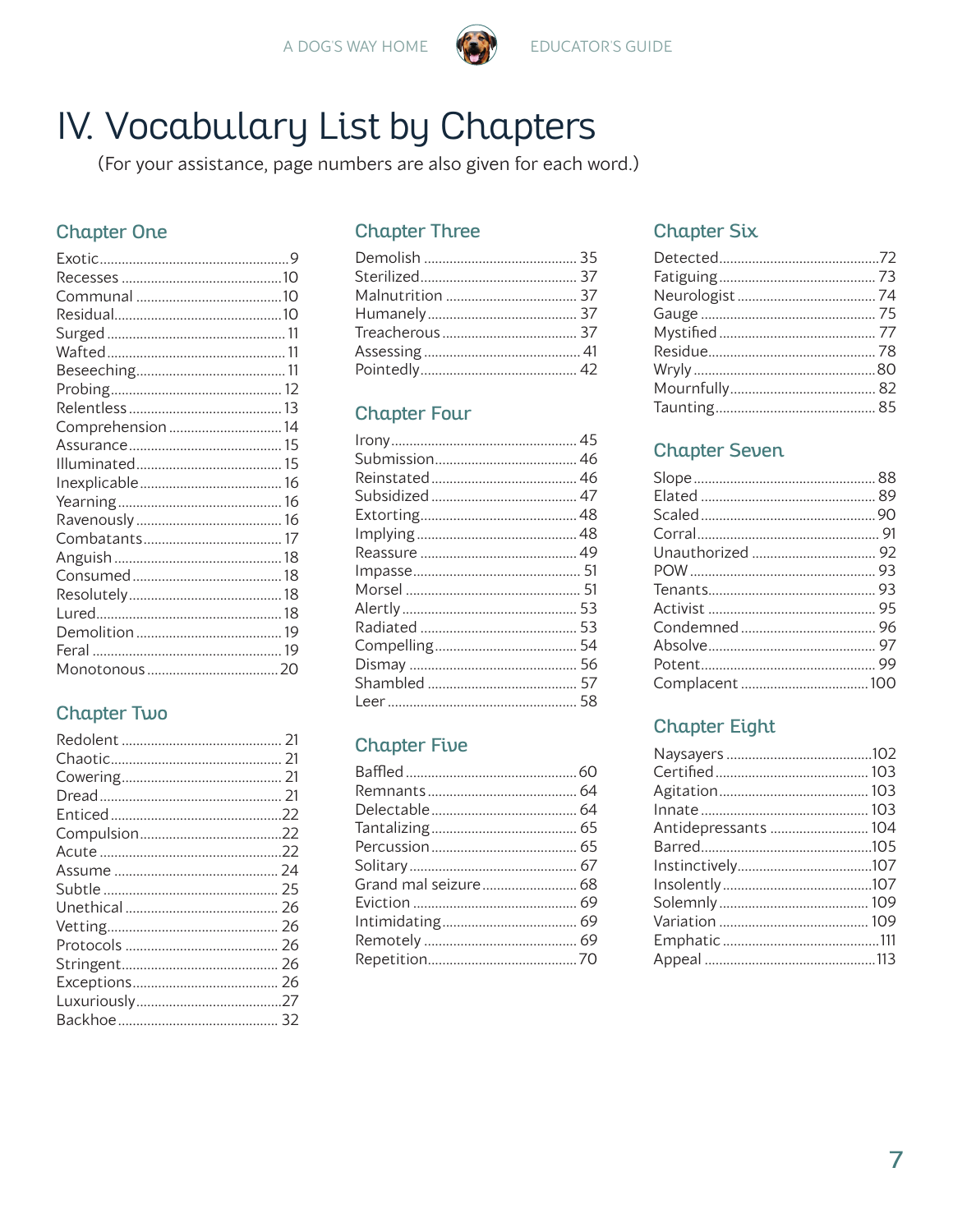# IV. Vocabulary List by Chapters

(For your assistance, page numbers are also given for each word.)

## Chapter One

| Word | Page |
| --- | --- |
| Exotic | 9 |
| Recesses | 10 |
| Communal | 10 |
| Residual | 10 |
| Surged | 11 |
| Wafted | 11 |
| Beseeching | 11 |
| Probing | 12 |
| Relentless | 13 |
| Comprehension | 14 |
| Assurance | 15 |
| Illuminated | 15 |
| Inexplicable | 16 |
| Yearning | 16 |
| Ravenously | 16 |
| Combatants | 17 |
| Anguish | 18 |
| Consumed | 18 |
| Resolutely | 18 |
| Lured | 18 |
| Demolition | 19 |
| Feral | 19 |
| Monotonous | 20 |

## Chapter Two

| Word | Page |
| --- | --- |
| Redolent | 21 |
| Chaotic | 21 |
| Cowering | 21 |
| Dread | 21 |
| Enticed | 22 |
| Compulsion | 22 |
| Acute | 22 |
| Assume | 24 |
| Subtle | 25 |
| Unethical | 26 |
| Vetting | 26 |
| Protocols | 26 |
| Stringent | 26 |
| Exceptions | 26 |
| Luxuriously | 27 |
| Backhoe | 32 |

## Chapter Three

| Word | Page |
| --- | --- |
| Demolish | 35 |
| Sterilized | 37 |
| Malnutrition | 37 |
| Humanely | 37 |
| Treacherous | 37 |
| Assessing | 41 |
| Pointedly | 42 |

## Chapter Four

| Word | Page |
| --- | --- |
| Irony | 45 |
| Submission | 46 |
| Reinstated | 46 |
| Subsidized | 47 |
| Extorting | 48 |
| Implying | 48 |
| Reassure | 49 |
| Impasse | 51 |
| Morsel | 51 |
| Alertly | 53 |
| Radiated | 53 |
| Compelling | 54 |
| Dismay | 56 |
| Shambled | 57 |
| Leer | 58 |

## Chapter Five

| Word | Page |
| --- | --- |
| Baffled | 60 |
| Remnants | 64 |
| Delectable | 64 |
| Tantalizing | 65 |
| Percussion | 65 |
| Solitary | 67 |
| Grand mal seizure | 68 |
| Eviction | 69 |
| Intimidating | 69 |
| Remotely | 69 |
| Repetition | 70 |

## Chapter Six

| Word | Page |
| --- | --- |
| Detected | 72 |
| Fatiguing | 73 |
| Neurologist | 74 |
| Gauge | 75 |
| Mystified | 77 |
| Residue | 78 |
| Wryly | 80 |
| Mournfully | 82 |
| Taunting | 85 |

## Chapter Seven

| Word | Page |
| --- | --- |
| Slope | 88 |
| Elated | 89 |
| Scaled | 90 |
| Corral | 91 |
| Unauthorized | 92 |
| POW | 93 |
| Tenants | 93 |
| Activist | 95 |
| Condemned | 96 |
| Absolve | 97 |
| Potent | 99 |
| Complacent | 100 |

## Chapter Eight

| Word | Page |
| --- | --- |
| Naysayers | 102 |
| Certified | 103 |
| Agitation | 103 |
| Innate | 103 |
| Antidepressants | 104 |
| Barred | 105 |
| Instinctively | 107 |
| Insolently | 107 |
| Solemnly | 109 |
| Variation | 109 |
| Emphatic | 111 |
| Appeal | 113 |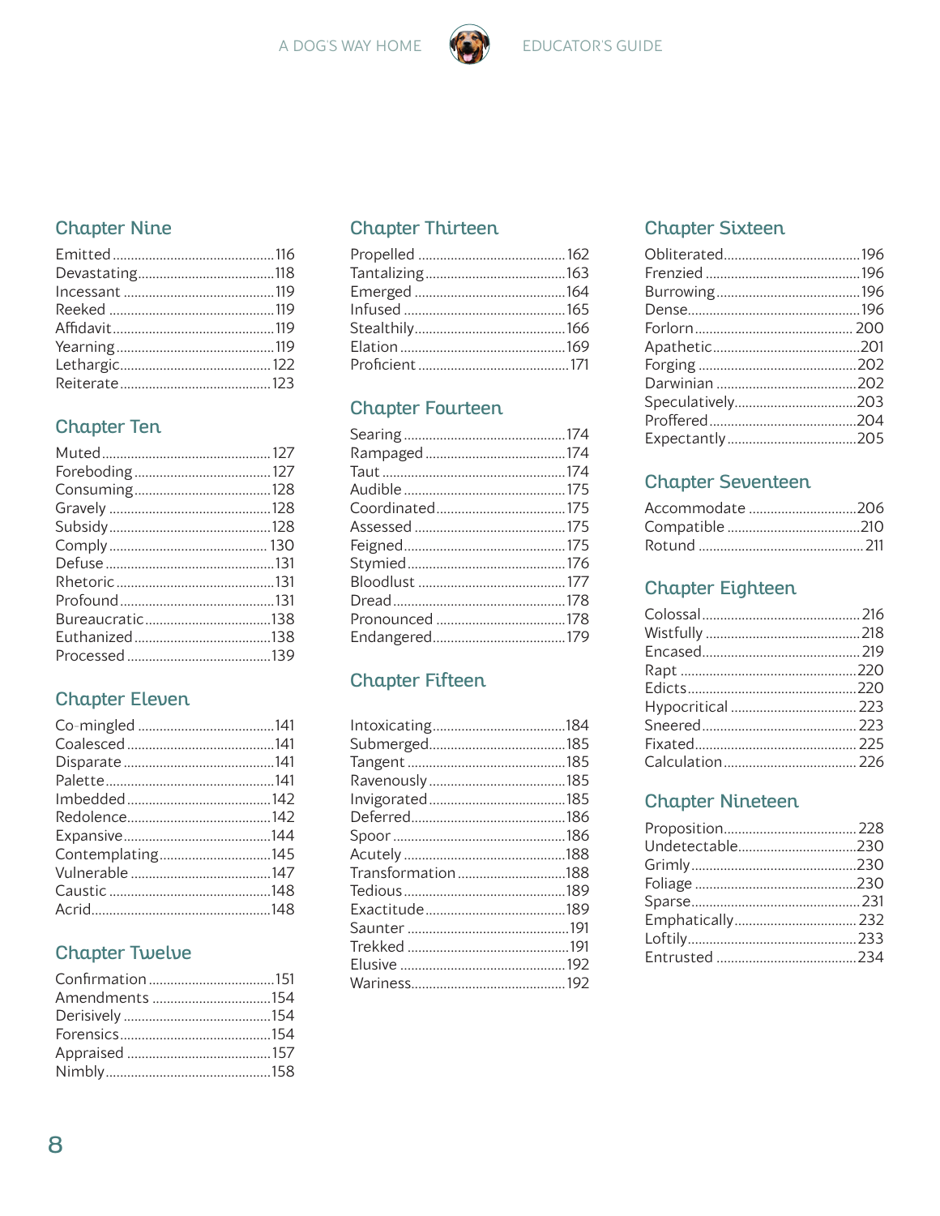## Chapter Nine

- Emitted ............................................. 116
- Devastating ...................................... 118
- Incessant .......................................... 119
- Reeked .............................................. 119
- Affidavit ............................................ 119
- Yearning ............................................ 119
- Lethargic ........................................... 122
- Reiterate ........................................... 123

## Chapter Ten

- Muted ................................................ 127
- Foreboding ........................................ 127
- Consuming ........................................ 128
- Gravely ............................................. 128
- Subsidy ............................................. 128
- Comply .............................................. 130
- Defuse ............................................... 131
- Rhetoric ............................................ 131
- Profound ........................................... 131
- Bureaucratic ..................................... 138
- Euthanized ........................................ 138
- Processed ......................................... 139

## Chapter Eleven

- Co-mingled ....................................... 141
- Coalesced ......................................... 141
- Disparate .......................................... 141
- Palette .............................................. 141
- Imbedded .......................................... 142
- Redolence ......................................... 142
- Expansive ......................................... 144
- Contemplating .................................. 145
- Vulnerable ........................................ 147
- Caustic .............................................. 148
- Acrid .................................................. 148

## Chapter Twelve

- Confirmation .................................... 151
- Amendments .................................... 154
- Derisively .......................................... 154
- Forensics ........................................... 154
- Appraised .......................................... 157
- Nimbly ............................................... 158

## Chapter Thirteen

- Propelled .......................................... 162
- Tantalizing ........................................ 163
- Emerged ............................................ 164
- Infused .............................................. 165
- Stealthily ........................................... 166
- Elation ............................................... 169
- Proficient .......................................... 171

## Chapter Fourteen

- Searing .............................................. 174
- Rampaged ......................................... 174
- Taut ................................................... 174
- Audible .............................................. 175
- Coordinated ..................................... 175
- Assessed ........................................... 175
- Feigned ............................................. 175
- Stymied ............................................. 176
- Bloodlust ........................................... 177
- Dread ................................................. 178
- Pronounced ...................................... 178
- Endangered ....................................... 179

## Chapter Fifteen

- Intoxicating ...................................... 184
- Submerged ........................................ 185
- Tangent ............................................. 185
- Ravenously ........................................ 185
- Invigorated ....................................... 185
- Deferred ............................................ 186
- Spoor ................................................. 186
- Acutely .............................................. 188
- Transformation ............................... 188
- Tedious .............................................. 189
- Exactitude ........................................ 189
- Saunter .............................................. 191
- Trekked ............................................. 191
- Elusive ............................................... 192
- Wariness ............................................ 192

## Chapter Sixteen

- Obliterated ....................................... 196
- Frenzied ............................................ 196
- Burrowing ......................................... 196
- Dense ................................................. 196
- Forlorn .............................................. 200
- Apathetic .......................................... 201
- Forging .............................................. 202
- Darwinian ......................................... 202
- Speculatively .................................... 203
- Proffered ........................................... 204
- Expectantly ...................................... 205

## Chapter Seventeen

- Accommodate ................................. 206
- Compatible ...................................... 210
- Rotund .............................................. 211

## Chapter Eighteen

- Colossal ............................................ 216
- Wistfully ........................................... 218
- Encased ............................................. 219
- Rapt ................................................... 220
- Edicts ................................................. 220
- Hypocritical ...................................... 223
- Sneered ............................................. 223
- Fixated .............................................. 225
- Calculation ...................................... 226

## Chapter Nineteen

- Proposition ...................................... 228
- Undetectable .................................... 230
- Grimly ............................................... 230
- Foliage .............................................. 230
- Sparse ................................................ 231
- Emphatically .................................... 232
- Loftily ................................................ 233
- Entrusted .......................................... 234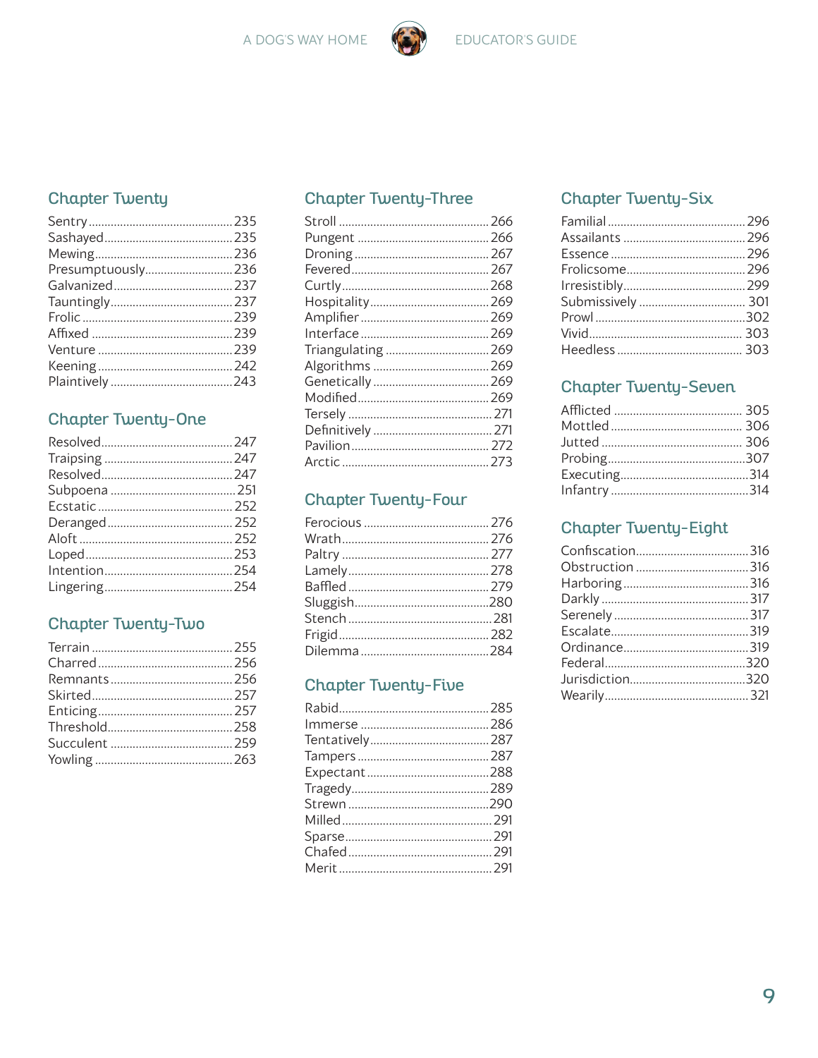## Chapter Twenty

Sentry .............................................. 235
Sashayed .......................................... 235
Mewing ............................................. 236
Presumptuously ................................. 236
Galvanized ........................................ 237
Tauntingly ........................................ 237
Frolic ................................................ 239
Affixed .............................................. 239
Venture ............................................. 239
Keening ............................................ 242
Plaintively ......................................... 243

## Chapter Twenty-One

Resolved ........................................... 247
Traipsing .......................................... 247
Resolved ........................................... 247
Subpoena .......................................... 251
Ecstatic ............................................. 252
Deranged .......................................... 252
Aloft .................................................. 252
Loped ................................................ 253
Intention ........................................... 254
Lingering .......................................... 254

## Chapter Twenty-Two

Terrain .............................................. 255
Charred ............................................. 256
Remnants .......................................... 256
Skirted .............................................. 257
Enticing ............................................ 257
Threshold .......................................... 258
Succulent .......................................... 259
Yowling ............................................. 263

## Chapter Twenty-Three

Stroll ................................................. 266
Pungent ............................................ 266
Droning ............................................. 267
Fevered ............................................. 267
Curtly ................................................ 268
Hospitality ........................................ 269
Amplifier ........................................... 269
Interface ........................................... 269
Triangulating .................................... 269
Algorithms ........................................ 269
Genetically ........................................ 269
Modified ............................................ 269
Tersely .............................................. 271
Definitively ....................................... 271
Pavilion ............................................. 272
Arctic ................................................ 273

## Chapter Twenty-Four

Ferocious .......................................... 276
Wrath ................................................ 276
Paltry ................................................ 277
Lamely .............................................. 278
Baffled .............................................. 279
Sluggish ............................................ 280
Stench .............................................. 281
Frigid ................................................ 282
Dilemma ........................................... 284

## Chapter Twenty-Five

Rabid ................................................ 285
Immerse ............................................ 286
Tentatively ........................................ 287
Tampers ............................................ 287
Expectant .......................................... 288
Tragedy ............................................. 289
Strewn .............................................. 290
Milled ................................................ 291
Sparse ............................................... 291
Chafed .............................................. 291
Merit ................................................. 291

## Chapter Twenty-Six

Familial ............................................. 296
Assailants .......................................... 296
Essence ............................................. 296
Frolicsome ........................................ 296
Irresistibly ........................................ 299
Submissively ..................................... 301
Prowl ................................................ 302
Vivid ................................................. 303
Heedless ........................................... 303

## Chapter Twenty-Seven

Afflicted ............................................ 305
Mottled ............................................. 306
Jutted ................................................ 306
Probing ............................................. 307
Executing .......................................... 314
Infantry ............................................. 314

## Chapter Twenty-Eight

Confiscation ...................................... 316
Obstruction ....................................... 316
Harboring .......................................... 316
Darkly ............................................... 317
Serenely ............................................ 317
Escalate ............................................ 319
Ordinance ......................................... 319
Federal .............................................. 320
Jurisdiction ....................................... 320
Wearily ............................................. 321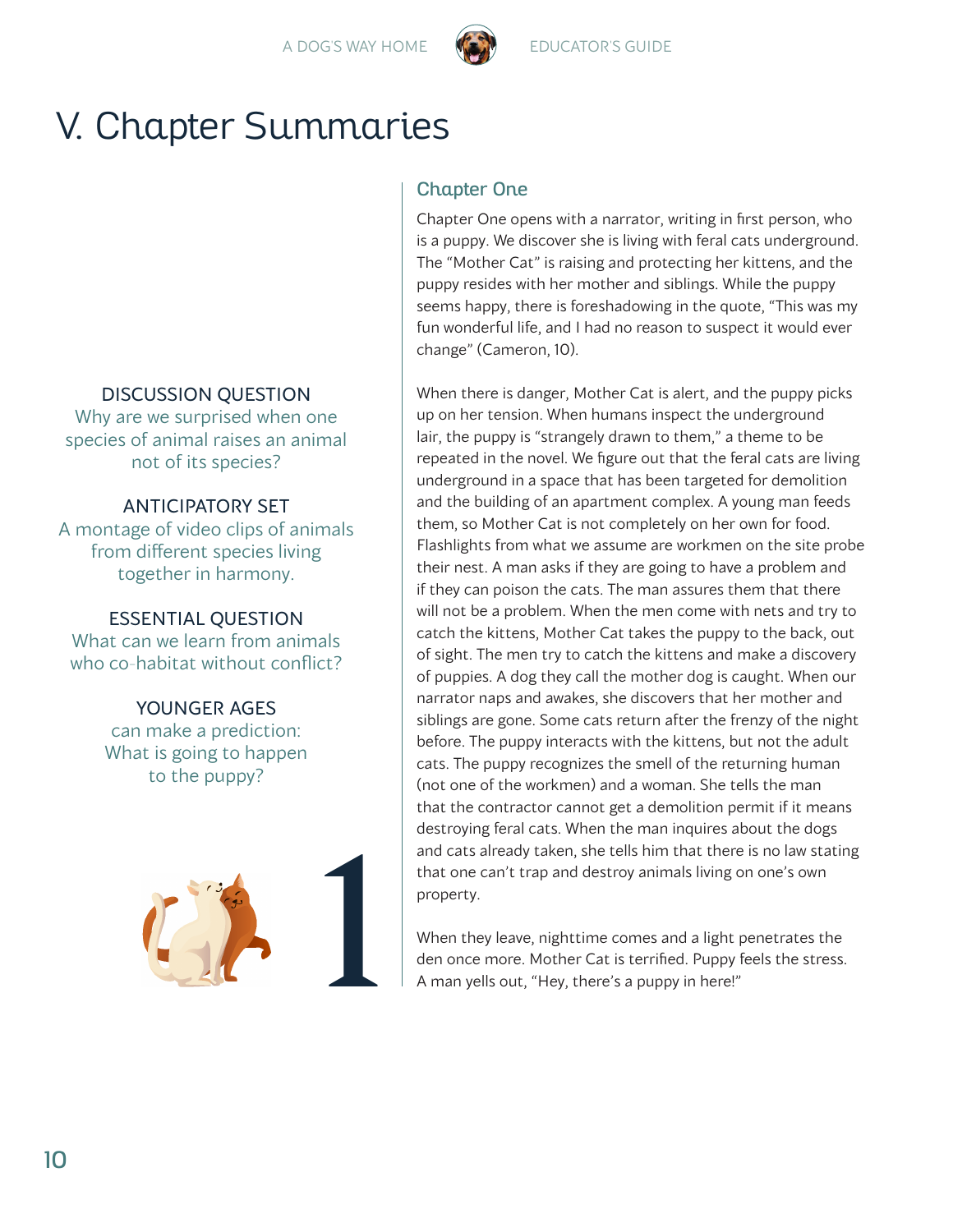# V. Chapter Summaries

DISCUSSION QUESTION

Why are we surprised when one species of animal raises an animal not of its species?

ANTICIPATORY SET

A montage of video clips of animals from different species living together in harmony.

ESSENTIAL QUESTION

What can we learn from animals who co-habitat without conflict?

YOUNGER AGES

can make a prediction: What is going to happen to the puppy?

## Chapter One

Chapter One opens with a narrator, writing in first person, who is a puppy. We discover she is living with feral cats underground. The "Mother Cat" is raising and protecting her kittens, and the puppy resides with her mother and siblings. While the puppy seems happy, there is foreshadowing in the quote, "This was my fun wonderful life, and I had no reason to suspect it would ever change" (Cameron, 10).

When there is danger, Mother Cat is alert, and the puppy picks up on her tension. When humans inspect the underground lair, the puppy is "strangely drawn to them," a theme to be repeated in the novel. We figure out that the feral cats are living underground in a space that has been targeted for demolition and the building of an apartment complex. A young man feeds them, so Mother Cat is not completely on her own for food. Flashlights from what we assume are workmen on the site probe their nest. A man asks if they are going to have a problem and if they can poison the cats. The man assures them that there will not be a problem. When the men come with nets and try to catch the kittens, Mother Cat takes the puppy to the back, out of sight. The men try to catch the kittens and make a discovery of puppies. A dog they call the mother dog is caught. When our narrator naps and awakes, she discovers that her mother and siblings are gone. Some cats return after the frenzy of the night before. The puppy interacts with the kittens, but not the adult cats. The puppy recognizes the smell of the returning human (not one of the workmen) and a woman. She tells the man that the contractor cannot get a demolition permit if it means destroying feral cats. When the man inquires about the dogs and cats already taken, she tells him that there is no law stating that one can't trap and destroy animals living on one's own property.

When they leave, nighttime comes and a light penetrates the den once more. Mother Cat is terrified. Puppy feels the stress. A man yells out, "Hey, there's a puppy in here!"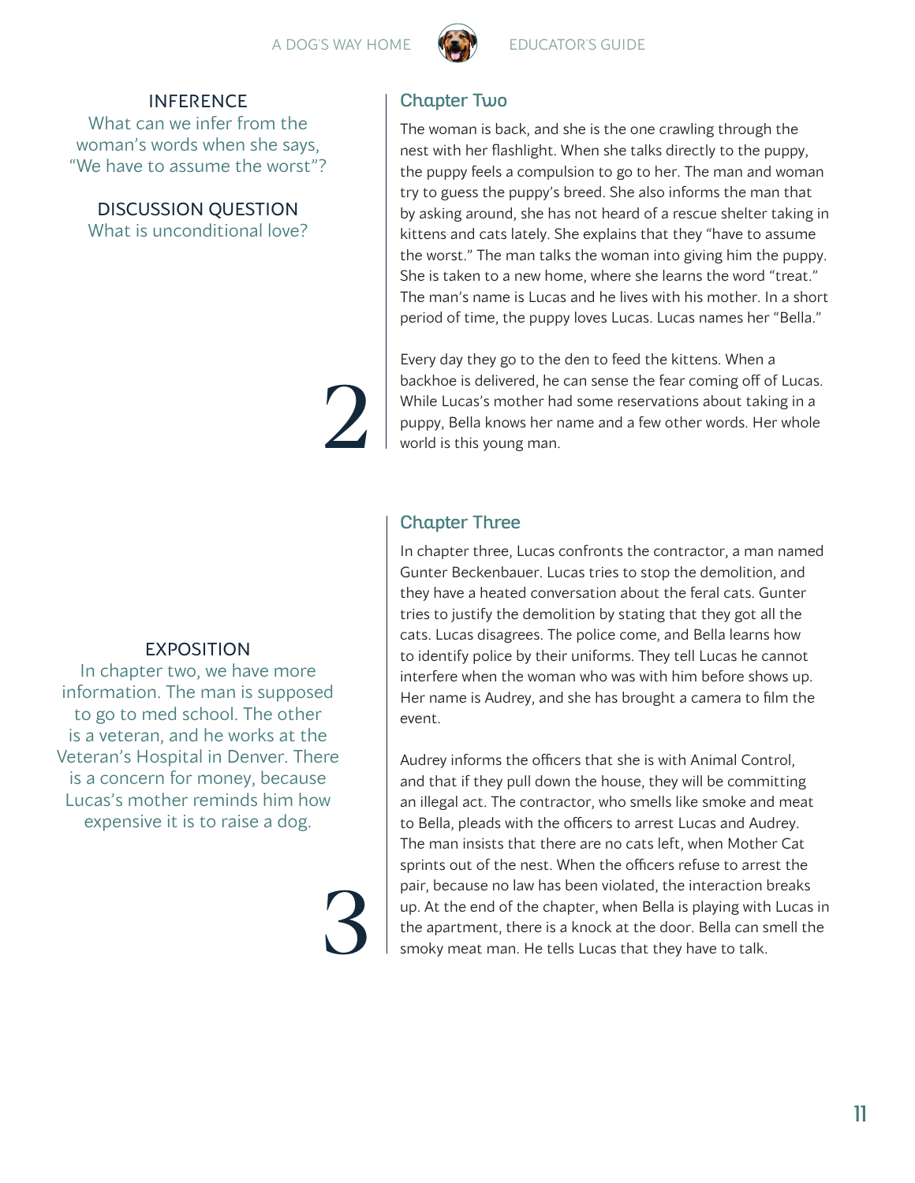## Chapter Two

The woman is back, and she is the one crawling through the nest with her flashlight. When she talks directly to the puppy, the puppy feels a compulsion to go to her. The man and woman try to guess the puppy's breed. She also informs the man that by asking around, she has not heard of a rescue shelter taking in kittens and cats lately. She explains that they "have to assume the worst." The man talks the woman into giving him the puppy. She is taken to a new home, where she learns the word "treat." The man's name is Lucas and he lives with his mother. In a short period of time, the puppy loves Lucas. Lucas names her "Bella."

Every day they go to the den to feed the kittens. When a backhoe is delivered, he can sense the fear coming off of Lucas. While Lucas's mother had some reservations about taking in a puppy, Bella knows her name and a few other words. Her whole world is this young man.

### INFERENCE

What can we infer from the woman's words when she says, "We have to assume the worst"?

### DISCUSSION QUESTION

What is unconditional love?

### EXPOSITION

In chapter two, we have more information. The man is supposed to go to med school. The other is a veteran, and he works at the Veteran's Hospital in Denver. There is a concern for money, because Lucas's mother reminds him how expensive it is to raise a dog.

## Chapter Three

In chapter three, Lucas confronts the contractor, a man named Gunter Beckenbauer. Lucas tries to stop the demolition, and they have a heated conversation about the feral cats. Gunter tries to justify the demolition by stating that they got all the cats. Lucas disagrees. The police come, and Bella learns how to identify police by their uniforms. They tell Lucas he cannot interfere when the woman who was with him before shows up. Her name is Audrey, and she has brought a camera to film the event.

Audrey informs the officers that she is with Animal Control, and that if they pull down the house, they will be committing an illegal act. The contractor, who smells like smoke and meat to Bella, pleads with the officers to arrest Lucas and Audrey. The man insists that there are no cats left, when Mother Cat sprints out of the nest. When the officers refuse to arrest the pair, because no law has been violated, the interaction breaks up. At the end of the chapter, when Bella is playing with Lucas in the apartment, there is a knock at the door. Bella can smell the smoky meat man. He tells Lucas that they have to talk.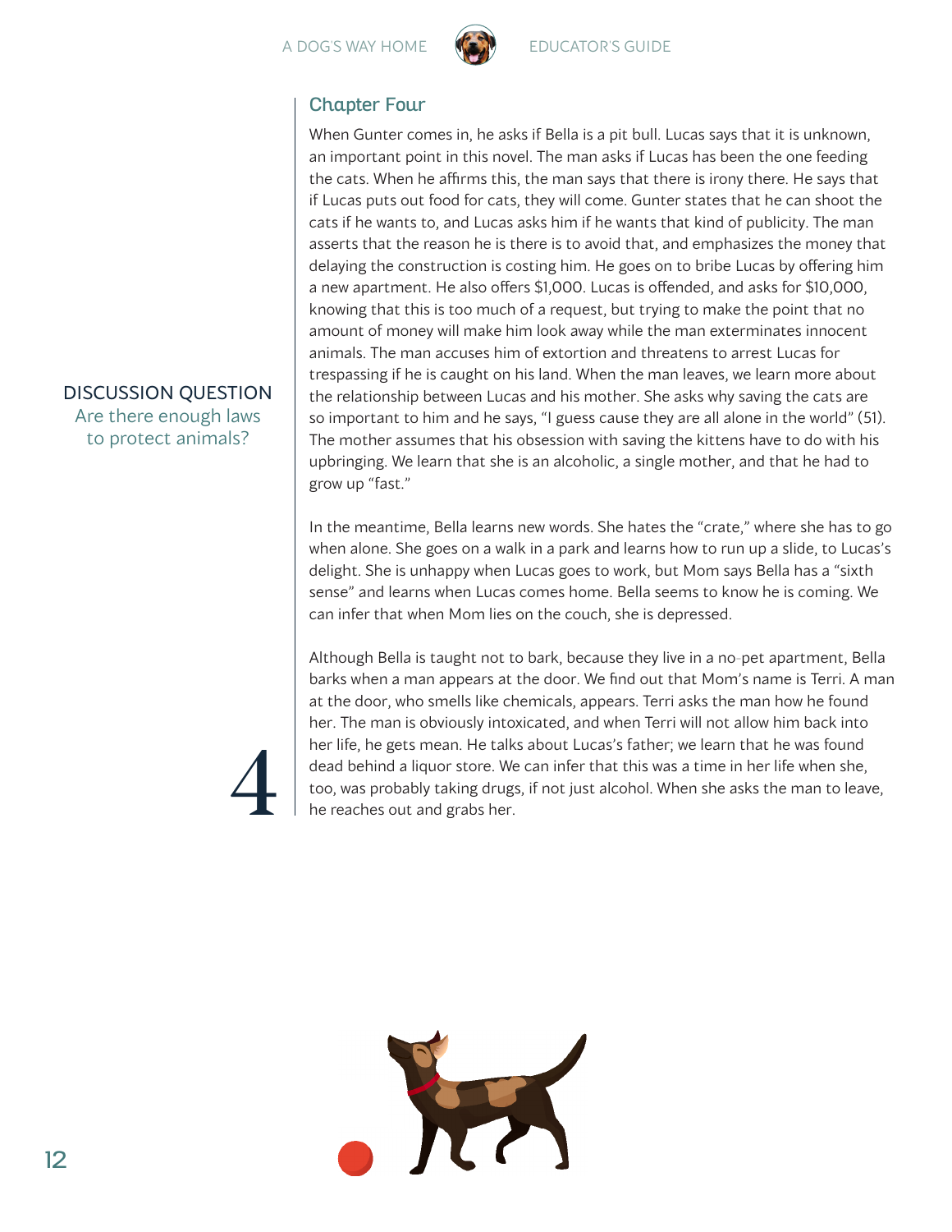## Chapter Four

When Gunter comes in, he asks if Bella is a pit bull. Lucas says that it is unknown, an important point in this novel. The man asks if Lucas has been the one feeding the cats. When he affirms this, the man says that there is irony there. He says that if Lucas puts out food for cats, they will come. Gunter states that he can shoot the cats if he wants to, and Lucas asks him if he wants that kind of publicity. The man asserts that the reason he is there is to avoid that, and emphasizes the money that delaying the construction is costing him. He goes on to bribe Lucas by offering him a new apartment. He also offers $1,000. Lucas is offended, and asks for $10,000, knowing that this is too much of a request, but trying to make the point that no amount of money will make him look away while the man exterminates innocent animals. The man accuses him of extortion and threatens to arrest Lucas for trespassing if he is caught on his land. When the man leaves, we learn more about the relationship between Lucas and his mother. She asks why saving the cats are so important to him and he says, "I guess cause they are all alone in the world" (51). The mother assumes that his obsession with saving the kittens have to do with his upbringing. We learn that she is an alcoholic, a single mother, and that he had to grow up "fast."

**DISCUSSION QUESTION**
Are there enough laws to protect animals?

In the meantime, Bella learns new words. She hates the "crate," where she has to go when alone. She goes on a walk in a park and learns how to run up a slide, to Lucas's delight. She is unhappy when Lucas goes to work, but Mom says Bella has a "sixth sense" and learns when Lucas comes home. Bella seems to know he is coming. We can infer that when Mom lies on the couch, she is depressed.

Although Bella is taught not to bark, because they live in a no-pet apartment, Bella barks when a man appears at the door. We find out that Mom's name is Terri. A man at the door, who smells like chemicals, appears. Terri asks the man how he found her. The man is obviously intoxicated, and when Terri will not allow him back into her life, he gets mean. He talks about Lucas's father; we learn that he was found dead behind a liquor store. We can infer that this was a time in her life when she, too, was probably taking drugs, if not just alcohol. When she asks the man to leave, he reaches out and grabs her.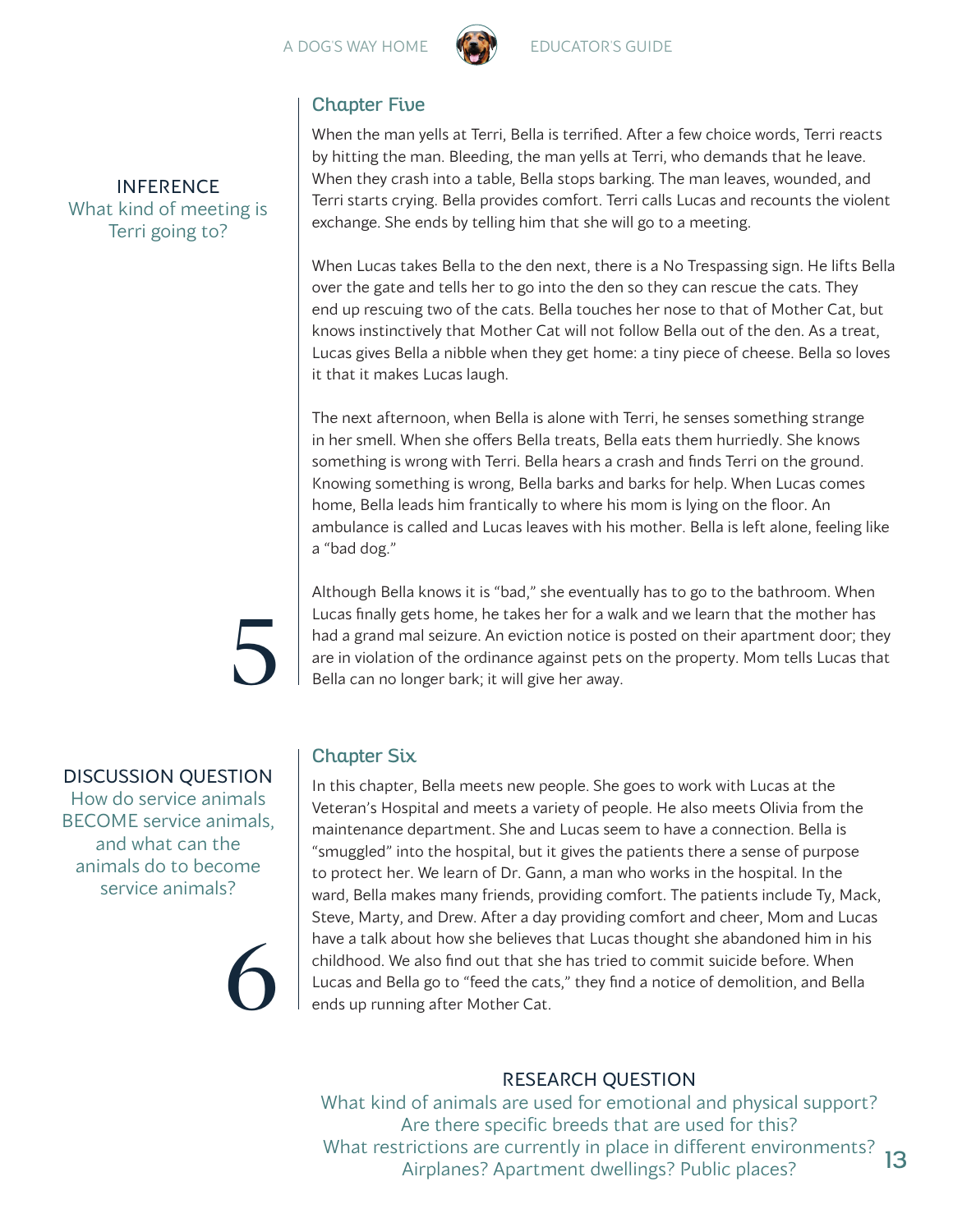## Chapter Five

INFERENCE
What kind of meeting is Terri going to?

When the man yells at Terri, Bella is terrified. After a few choice words, Terri reacts by hitting the man. Bleeding, the man yells at Terri, who demands that he leave. When they crash into a table, Bella stops barking. The man leaves, wounded, and Terri starts crying. Bella provides comfort. Terri calls Lucas and recounts the violent exchange. She ends by telling him that she will go to a meeting.

When Lucas takes Bella to the den next, there is a No Trespassing sign. He lifts Bella over the gate and tells her to go into the den so they can rescue the cats. They end up rescuing two of the cats. Bella touches her nose to that of Mother Cat, but knows instinctively that Mother Cat will not follow Bella out of the den. As a treat, Lucas gives Bella a nibble when they get home: a tiny piece of cheese. Bella so loves it that it makes Lucas laugh.

The next afternoon, when Bella is alone with Terri, he senses something strange in her smell. When she offers Bella treats, Bella eats them hurriedly. She knows something is wrong with Terri. Bella hears a crash and finds Terri on the ground. Knowing something is wrong, Bella barks and barks for help. When Lucas comes home, Bella leads him frantically to where his mom is lying on the floor. An ambulance is called and Lucas leaves with his mother. Bella is left alone, feeling like a "bad dog."

Although Bella knows it is "bad," she eventually has to go to the bathroom. When Lucas finally gets home, he takes her for a walk and we learn that the mother has had a grand mal seizure. An eviction notice is posted on their apartment door; they are in violation of the ordinance against pets on the property. Mom tells Lucas that Bella can no longer bark; it will give her away.

## Chapter Six

DISCUSSION QUESTION
How do service animals BECOME service animals, and what can the animals do to become service animals?

In this chapter, Bella meets new people. She goes to work with Lucas at the Veteran's Hospital and meets a variety of people. He also meets Olivia from the maintenance department. She and Lucas seem to have a connection. Bella is "smuggled" into the hospital, but it gives the patients there a sense of purpose to protect her. We learn of Dr. Gann, a man who works in the hospital. In the ward, Bella makes many friends, providing comfort. The patients include Ty, Mack, Steve, Marty, and Drew. After a day providing comfort and cheer, Mom and Lucas have a talk about how she believes that Lucas thought she abandoned him in his childhood. We also find out that she has tried to commit suicide before. When Lucas and Bella go to "feed the cats," they find a notice of demolition, and Bella ends up running after Mother Cat.

RESEARCH QUESTION
What kind of animals are used for emotional and physical support?
Are there specific breeds that are used for this?
What restrictions are currently in place in different environments?
Airplanes? Apartment dwellings? Public places?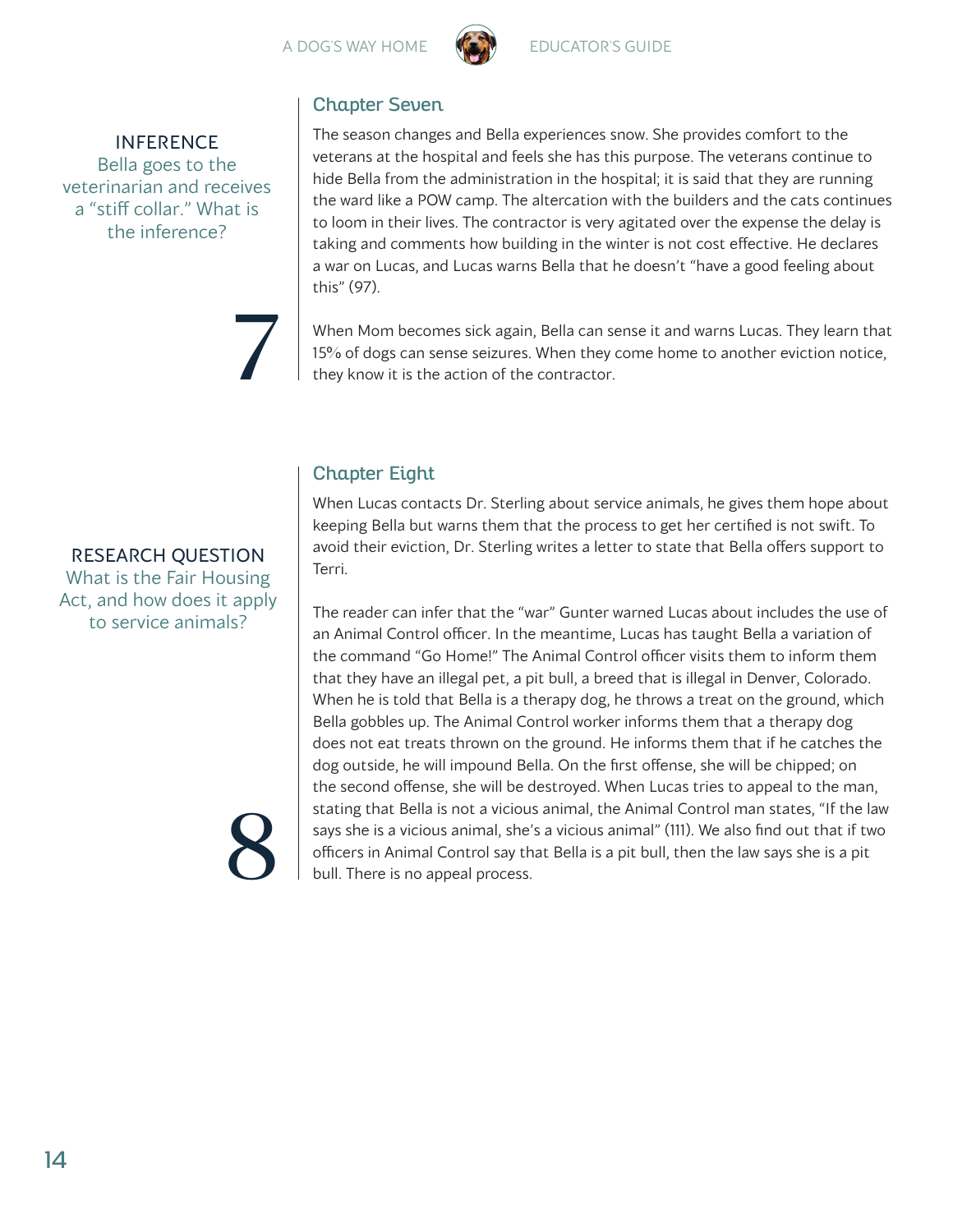## Chapter Seven

**INFERENCE**
Bella goes to the veterinarian and receives a "stiff collar." What is the inference?

7

The season changes and Bella experiences snow. She provides comfort to the veterans at the hospital and feels she has this purpose. The veterans continue to hide Bella from the administration in the hospital; it is said that they are running the ward like a POW camp. The altercation with the builders and the cats continues to loom in their lives. The contractor is very agitated over the expense the delay is taking and comments how building in the winter is not cost effective. He declares a war on Lucas, and Lucas warns Bella that he doesn't "have a good feeling about this" (97).

When Mom becomes sick again, Bella can sense it and warns Lucas. They learn that 15% of dogs can sense seizures. When they come home to another eviction notice, they know it is the action of the contractor.

## Chapter Eight

**RESEARCH QUESTION**
What is the Fair Housing Act, and how does it apply to service animals?

8

When Lucas contacts Dr. Sterling about service animals, he gives them hope about keeping Bella but warns them that the process to get her certified is not swift. To avoid their eviction, Dr. Sterling writes a letter to state that Bella offers support to Terri.

The reader can infer that the "war" Gunter warned Lucas about includes the use of an Animal Control officer. In the meantime, Lucas has taught Bella a variation of the command "Go Home!" The Animal Control officer visits them to inform them that they have an illegal pet, a pit bull, a breed that is illegal in Denver, Colorado. When he is told that Bella is a therapy dog, he throws a treat on the ground, which Bella gobbles up. The Animal Control worker informs them that a therapy dog does not eat treats thrown on the ground. He informs them that if he catches the dog outside, he will impound Bella. On the first offense, she will be chipped; on the second offense, she will be destroyed. When Lucas tries to appeal to the man, stating that Bella is not a vicious animal, the Animal Control man states, "If the law says she is a vicious animal, she's a vicious animal" (111). We also find out that if two officers in Animal Control say that Bella is a pit bull, then the law says she is a pit bull. There is no appeal process.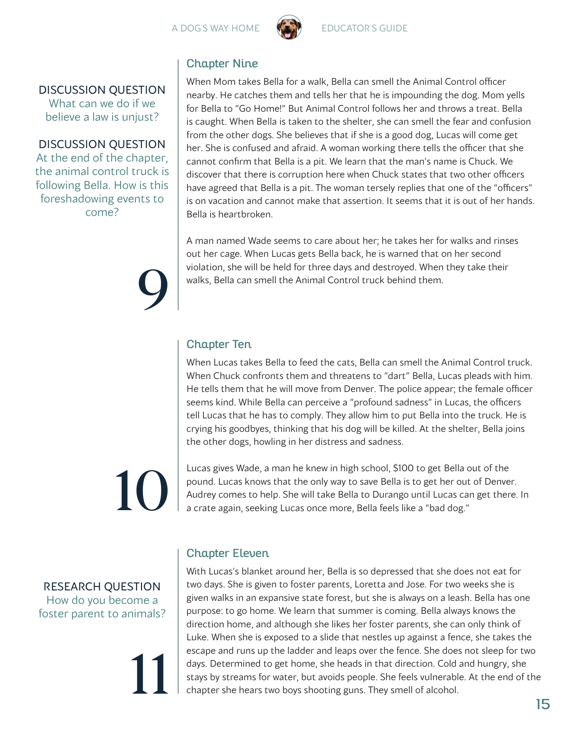## Chapter Nine

DISCUSSION QUESTION
What can we do if we believe a law is unjust?

DISCUSSION QUESTION
At the end of the chapter, the animal control truck is following Bella. How is this foreshadowing events to come?

9

When Mom takes Bella for a walk, Bella can smell the Animal Control officer nearby. He catches them and tells her that he is impounding the dog. Mom yells for Bella to "Go Home!" But Animal Control follows her and throws a treat. Bella is caught. When Bella is taken to the shelter, she can smell the fear and confusion from the other dogs. She believes that if she is a good dog, Lucas will come get her. She is confused and afraid. A woman working there tells the officer that she cannot confirm that Bella is a pit. We learn that the man's name is Chuck. We discover that there is corruption here when Chuck states that two other officers have agreed that Bella is a pit. The woman tersely replies that one of the "officers" is on vacation and cannot make that assertion. It seems that it is out of her hands. Bella is heartbroken.

A man named Wade seems to care about her; he takes her for walks and rinses out her cage. When Lucas gets Bella back, he is warned that on her second violation, she will be held for three days and destroyed. When they take their walks, Bella can smell the Animal Control truck behind them.

## Chapter Ten

10

When Lucas takes Bella to feed the cats, Bella can smell the Animal Control truck. When Chuck confronts them and threatens to "dart" Bella, Lucas pleads with him. He tells them that he will move from Denver. The police appear; the female officer seems kind. While Bella can perceive a "profound sadness" in Lucas, the officers tell Lucas that he has to comply. They allow him to put Bella into the truck. He is crying his goodbyes, thinking that his dog will be killed. At the shelter, Bella joins the other dogs, howling in her distress and sadness.

Lucas gives Wade, a man he knew in high school, $100 to get Bella out of the pound. Lucas knows that the only way to save Bella is to get her out of Denver. Audrey comes to help. She will take Bella to Durango until Lucas can get there. In a crate again, seeking Lucas once more, Bella feels like a "bad dog."

## Chapter Eleven

RESEARCH QUESTION
How do you become a foster parent to animals?

11

With Lucas's blanket around her, Bella is so depressed that she does not eat for two days. She is given to foster parents, Loretta and Jose. For two weeks she is given walks in an expansive state forest, but she is always on a leash. Bella has one purpose: to go home. We learn that summer is coming. Bella always knows the direction home, and although she likes her foster parents, she can only think of Luke. When she is exposed to a slide that nestles up against a fence, she takes the escape and runs up the ladder and leaps over the fence. She does not sleep for two days. Determined to get home, she heads in that direction. Cold and hungry, she stays by streams for water, but avoids people. She feels vulnerable. At the end of the chapter she hears two boys shooting guns. They smell of alcohol.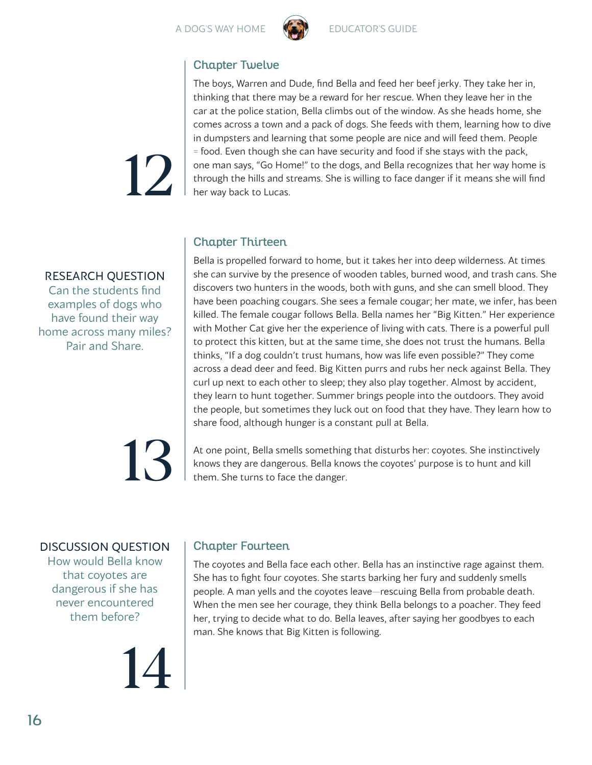## Chapter Twelve

**12**

The boys, Warren and Dude, find Bella and feed her beef jerky. They take her in, thinking that there may be a reward for her rescue. When they leave her in the car at the police station, Bella climbs out of the window. As she heads home, she comes across a town and a pack of dogs. She feeds with them, learning how to dive in dumpsters and learning that some people are nice and will feed them. People = food. Even though she can have security and food if she stays with the pack, one man says, "Go Home!" to the dogs, and Bella recognizes that her way home is through the hills and streams. She is willing to face danger if it means she will find her way back to Lucas.

## Chapter Thirteen

**13**

RESEARCH QUESTION

Can the students find examples of dogs who have found their way home across many miles? Pair and Share.

Bella is propelled forward to home, but it takes her into deep wilderness. At times she can survive by the presence of wooden tables, burned wood, and trash cans. She discovers two hunters in the woods, both with guns, and she can smell blood. They have been poaching cougars. She sees a female cougar; her mate, we infer, has been killed. The female cougar follows Bella. Bella names her "Big Kitten." Her experience with Mother Cat give her the experience of living with cats. There is a powerful pull to protect this kitten, but at the same time, she does not trust the humans. Bella thinks, "If a dog couldn't trust humans, how was life even possible?" They come across a dead deer and feed. Big Kitten purrs and rubs her neck against Bella. They curl up next to each other to sleep; they also play together. Almost by accident, they learn to hunt together. Summer brings people into the outdoors. They avoid the people, but sometimes they luck out on food that they have. They learn how to share food, although hunger is a constant pull at Bella.

At one point, Bella smells something that disturbs her: coyotes. She instinctively knows they are dangerous. Bella knows the coyotes' purpose is to hunt and kill them. She turns to face the danger.

## Chapter Fourteen

**14**

DISCUSSION QUESTION

How would Bella know that coyotes are dangerous if she has never encountered them before?

The coyotes and Bella face each other. Bella has an instinctive rage against them. She has to fight four coyotes. She starts barking her fury and suddenly smells people. A man yells and the coyotes leave—rescuing Bella from probable death. When the men see her courage, they think Bella belongs to a poacher. They feed her, trying to decide what to do. Bella leaves, after saying her goodbyes to each man. She knows that Big Kitten is following.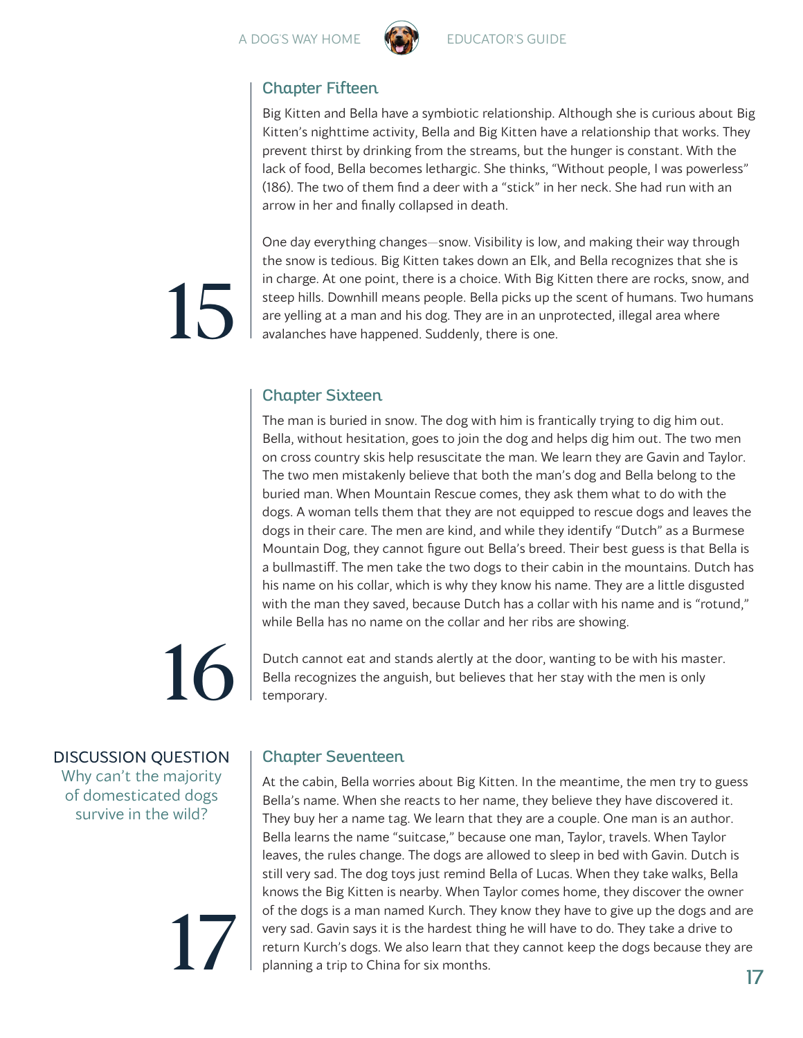## Chapter Fifteen

Big Kitten and Bella have a symbiotic relationship. Although she is curious about Big Kitten's nighttime activity, Bella and Big Kitten have a relationship that works. They prevent thirst by drinking from the streams, but the hunger is constant. With the lack of food, Bella becomes lethargic. She thinks, "Without people, I was powerless" (186). The two of them find a deer with a "stick" in her neck. She had run with an arrow in her and finally collapsed in death.

One day everything changes—snow. Visibility is low, and making their way through the snow is tedious. Big Kitten takes down an Elk, and Bella recognizes that she is in charge. At one point, there is a choice. With Big Kitten there are rocks, snow, and steep hills. Downhill means people. Bella picks up the scent of humans. Two humans are yelling at a man and his dog. They are in an unprotected, illegal area where avalanches have happened. Suddenly, there is one.

## Chapter Sixteen

The man is buried in snow. The dog with him is frantically trying to dig him out. Bella, without hesitation, goes to join the dog and helps dig him out. The two men on cross country skis help resuscitate the man. We learn they are Gavin and Taylor. The two men mistakenly believe that both the man's dog and Bella belong to the buried man. When Mountain Rescue comes, they ask them what to do with the dogs. A woman tells them that they are not equipped to rescue dogs and leaves the dogs in their care. The men are kind, and while they identify "Dutch" as a Burmese Mountain Dog, they cannot figure out Bella's breed. Their best guess is that Bella is a bullmastiff. The men take the two dogs to their cabin in the mountains. Dutch has his name on his collar, which is why they know his name. They are a little disgusted with the man they saved, because Dutch has a collar with his name and is "rotund," while Bella has no name on the collar and her ribs are showing.

Dutch cannot eat and stands alertly at the door, wanting to be with his master. Bella recognizes the anguish, but believes that her stay with the men is only temporary.

**DISCUSSION QUESTION**

Why can't the majority of domesticated dogs survive in the wild?

## Chapter Seventeen

At the cabin, Bella worries about Big Kitten. In the meantime, the men try to guess Bella's name. When she reacts to her name, they believe they have discovered it. They buy her a name tag. We learn that they are a couple. One man is an author. Bella learns the name "suitcase," because one man, Taylor, travels. When Taylor leaves, the rules change. The dogs are allowed to sleep in bed with Gavin. Dutch is still very sad. The dog toys just remind Bella of Lucas. When they take walks, Bella knows the Big Kitten is nearby. When Taylor comes home, they discover the owner of the dogs is a man named Kurch. They know they have to give up the dogs and are very sad. Gavin says it is the hardest thing he will have to do. They take a drive to return Kurch's dogs. We also learn that they cannot keep the dogs because they are planning a trip to China for six months.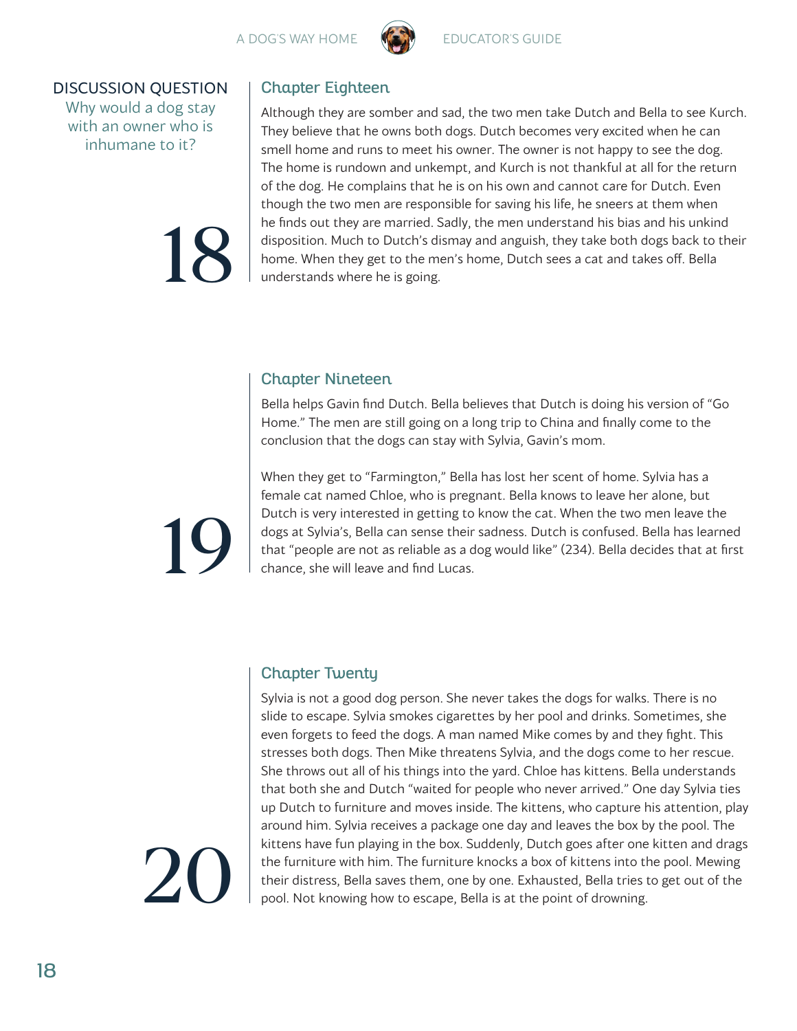DISCUSSION QUESTION

Why would a dog stay with an owner who is inhumane to it?

## 18

### Chapter Eighteen

Although they are somber and sad, the two men take Dutch and Bella to see Kurch. They believe that he owns both dogs. Dutch becomes very excited when he can smell home and runs to meet his owner. The owner is not happy to see the dog. The home is rundown and unkempt, and Kurch is not thankful at all for the return of the dog. He complains that he is on his own and cannot care for Dutch. Even though the two men are responsible for saving his life, he sneers at them when he finds out they are married. Sadly, the men understand his bias and his unkind disposition. Much to Dutch's dismay and anguish, they take both dogs back to their home. When they get to the men's home, Dutch sees a cat and takes off. Bella understands where he is going.

## 19

### Chapter Nineteen

Bella helps Gavin find Dutch. Bella believes that Dutch is doing his version of "Go Home." The men are still going on a long trip to China and finally come to the conclusion that the dogs can stay with Sylvia, Gavin's mom.

When they get to "Farmington," Bella has lost her scent of home. Sylvia has a female cat named Chloe, who is pregnant. Bella knows to leave her alone, but Dutch is very interested in getting to know the cat. When the two men leave the dogs at Sylvia's, Bella can sense their sadness. Dutch is confused. Bella has learned that "people are not as reliable as a dog would like" (234). Bella decides that at first chance, she will leave and find Lucas.

## 20

### Chapter Twenty

Sylvia is not a good dog person. She never takes the dogs for walks. There is no slide to escape. Sylvia smokes cigarettes by her pool and drinks. Sometimes, she even forgets to feed the dogs. A man named Mike comes by and they fight. This stresses both dogs. Then Mike threatens Sylvia, and the dogs come to her rescue. She throws out all of his things into the yard. Chloe has kittens. Bella understands that both she and Dutch "waited for people who never arrived." One day Sylvia ties up Dutch to furniture and moves inside. The kittens, who capture his attention, play around him. Sylvia receives a package one day and leaves the box by the pool. The kittens have fun playing in the box. Suddenly, Dutch goes after one kitten and drags the furniture with him. The furniture knocks a box of kittens into the pool. Mewing their distress, Bella saves them, one by one. Exhausted, Bella tries to get out of the pool. Not knowing how to escape, Bella is at the point of drowning.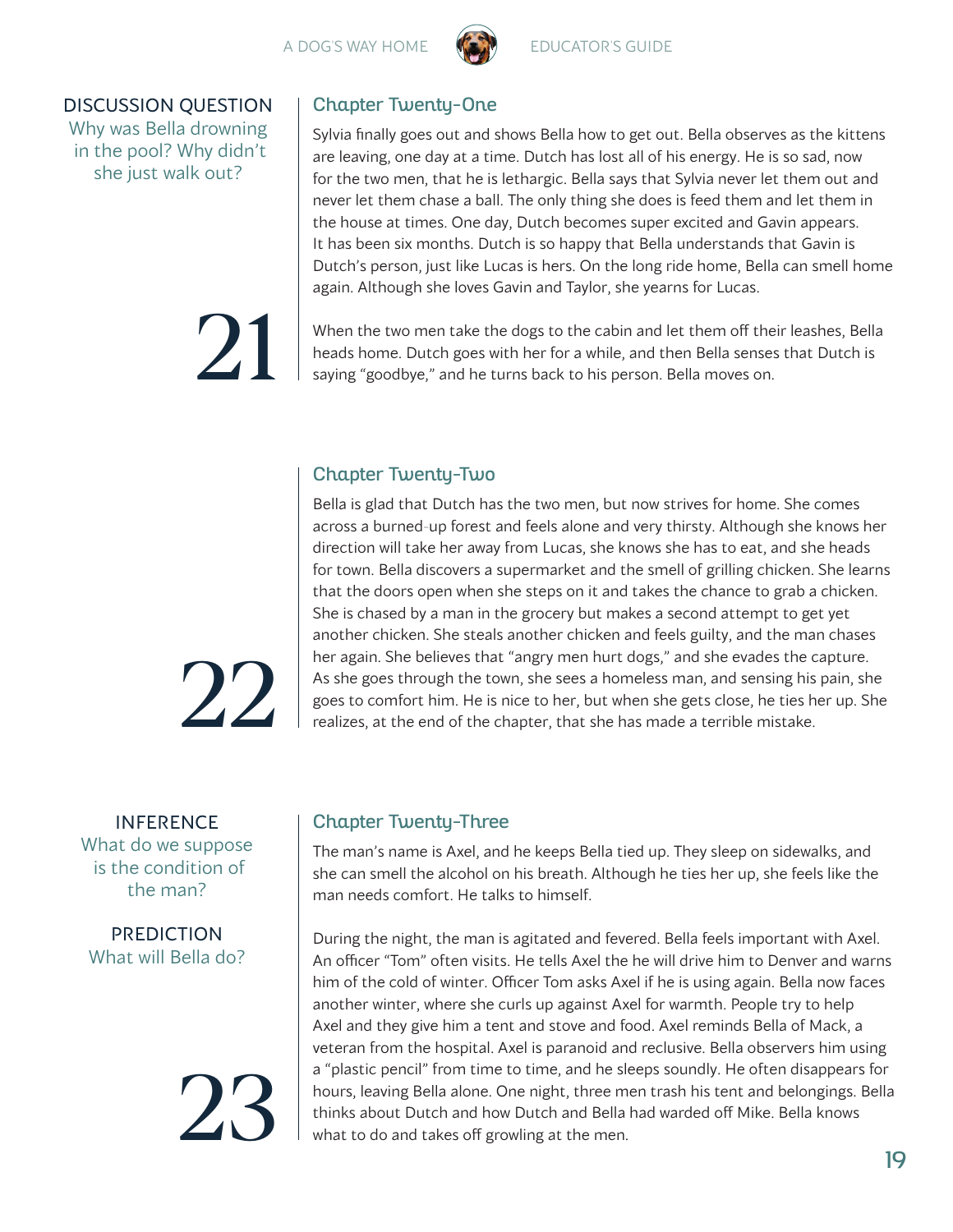DISCUSSION QUESTION

Why was Bella drowning in the pool? Why didn't she just walk out?

## Chapter Twenty-One

21

Sylvia finally goes out and shows Bella how to get out. Bella observes as the kittens are leaving, one day at a time. Dutch has lost all of his energy. He is so sad, now for the two men, that he is lethargic. Bella says that Sylvia never let them out and never let them chase a ball. The only thing she does is feed them and let them in the house at times. One day, Dutch becomes super excited and Gavin appears. It has been six months. Dutch is so happy that Bella understands that Gavin is Dutch's person, just like Lucas is hers. On the long ride home, Bella can smell home again. Although she loves Gavin and Taylor, she yearns for Lucas.

When the two men take the dogs to the cabin and let them off their leashes, Bella heads home. Dutch goes with her for a while, and then Bella senses that Dutch is saying "goodbye," and he turns back to his person. Bella moves on.

## Chapter Twenty-Two

22

Bella is glad that Dutch has the two men, but now strives for home. She comes across a burned-up forest and feels alone and very thirsty. Although she knows her direction will take her away from Lucas, she knows she has to eat, and she heads for town. Bella discovers a supermarket and the smell of grilling chicken. She learns that the doors open when she steps on it and takes the chance to grab a chicken. She is chased by a man in the grocery but makes a second attempt to get yet another chicken. She steals another chicken and feels guilty, and the man chases her again. She believes that "angry men hurt dogs," and she evades the capture. As she goes through the town, she sees a homeless man, and sensing his pain, she goes to comfort him. He is nice to her, but when she gets close, he ties her up. She realizes, at the end of the chapter, that she has made a terrible mistake.

INFERENCE

What do we suppose is the condition of the man?

PREDICTION

What will Bella do?

## Chapter Twenty-Three

23

The man's name is Axel, and he keeps Bella tied up. They sleep on sidewalks, and she can smell the alcohol on his breath. Although he ties her up, she feels like the man needs comfort. He talks to himself.

During the night, the man is agitated and fevered. Bella feels important with Axel. An officer "Tom" often visits. He tells Axel the he will drive him to Denver and warns him of the cold of winter. Officer Tom asks Axel if he is using again. Bella now faces another winter, where she curls up against Axel for warmth. People try to help Axel and they give him a tent and stove and food. Axel reminds Bella of Mack, a veteran from the hospital. Axel is paranoid and reclusive. Bella observers him using a "plastic pencil" from time to time, and he sleeps soundly. He often disappears for hours, leaving Bella alone. One night, three men trash his tent and belongings. Bella thinks about Dutch and how Dutch and Bella had warded off Mike. Bella knows what to do and takes off growling at the men.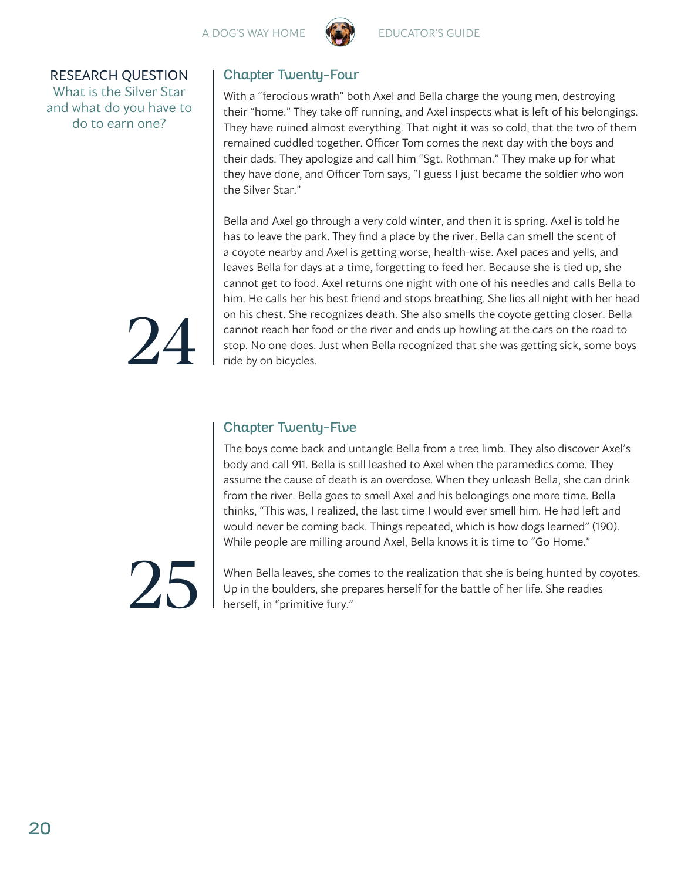RESEARCH QUESTION

What is the Silver Star and what do you have to do to earn one?

## Chapter Twenty-Four

24

With a "ferocious wrath" both Axel and Bella charge the young men, destroying their "home." They take off running, and Axel inspects what is left of his belongings. They have ruined almost everything. That night it was so cold, that the two of them remained cuddled together. Officer Tom comes the next day with the boys and their dads. They apologize and call him "Sgt. Rothman." They make up for what they have done, and Officer Tom says, "I guess I just became the soldier who won the Silver Star."

Bella and Axel go through a very cold winter, and then it is spring. Axel is told he has to leave the park. They find a place by the river. Bella can smell the scent of a coyote nearby and Axel is getting worse, health-wise. Axel paces and yells, and leaves Bella for days at a time, forgetting to feed her. Because she is tied up, she cannot get to food. Axel returns one night with one of his needles and calls Bella to him. He calls her his best friend and stops breathing. She lies all night with her head on his chest. She recognizes death. She also smells the coyote getting closer. Bella cannot reach her food or the river and ends up howling at the cars on the road to stop. No one does. Just when Bella recognized that she was getting sick, some boys ride by on bicycles.

## Chapter Twenty-Five

25

The boys come back and untangle Bella from a tree limb. They also discover Axel's body and call 911. Bella is still leashed to Axel when the paramedics come. They assume the cause of death is an overdose. When they unleash Bella, she can drink from the river. Bella goes to smell Axel and his belongings one more time. Bella thinks, "This was, I realized, the last time I would ever smell him. He had left and would never be coming back. Things repeated, which is how dogs learned" (190). While people are milling around Axel, Bella knows it is time to "Go Home."

When Bella leaves, she comes to the realization that she is being hunted by coyotes. Up in the boulders, she prepares herself for the battle of her life. She readies herself, in "primitive fury."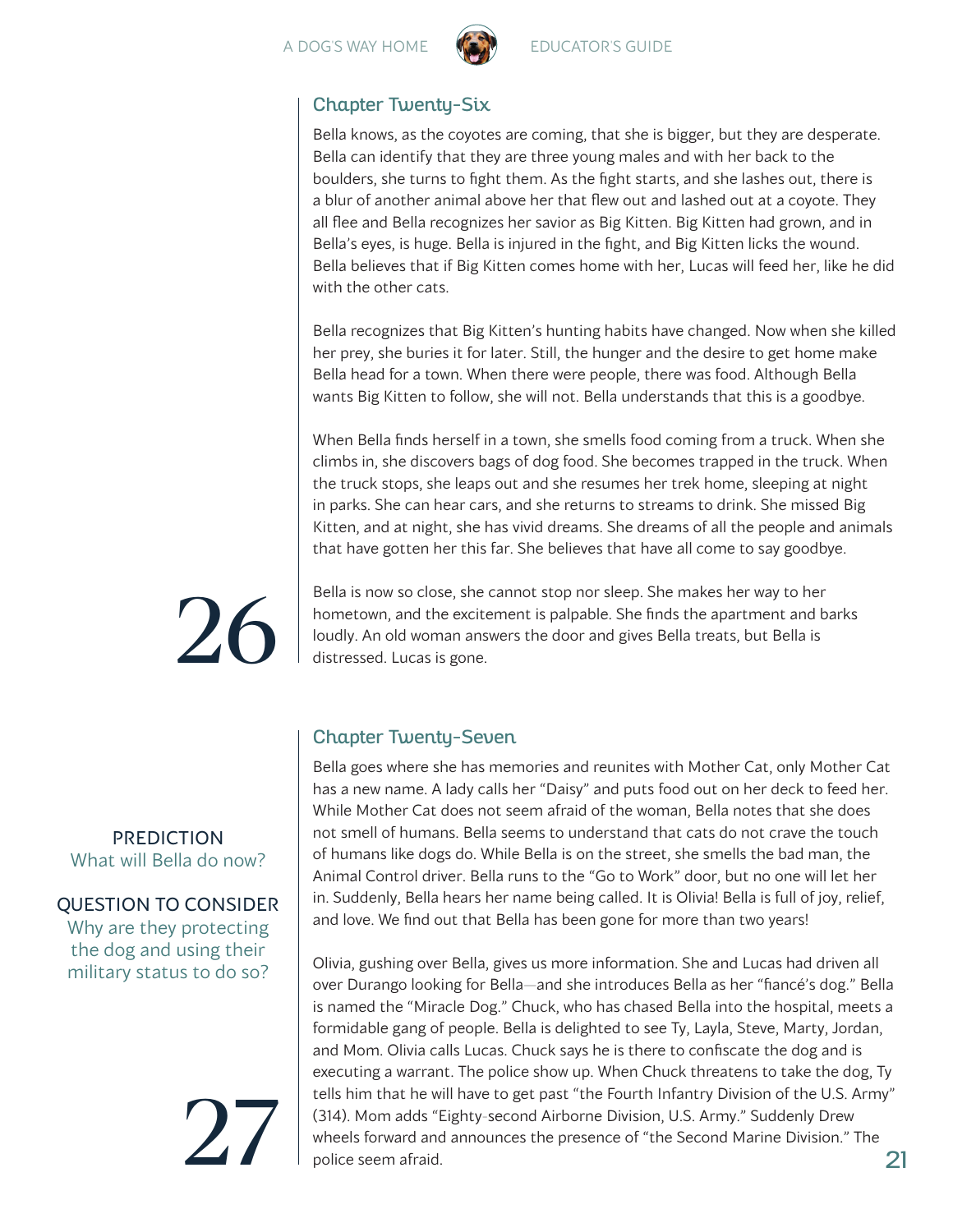## Chapter Twenty-Six

Bella knows, as the coyotes are coming, that she is bigger, but they are desperate. Bella can identify that they are three young males and with her back to the boulders, she turns to fight them. As the fight starts, and she lashes out, there is a blur of another animal above her that flew out and lashed out at a coyote. They all flee and Bella recognizes her savior as Big Kitten. Big Kitten had grown, and in Bella's eyes, is huge. Bella is injured in the fight, and Big Kitten licks the wound. Bella believes that if Big Kitten comes home with her, Lucas will feed her, like he did with the other cats.

Bella recognizes that Big Kitten's hunting habits have changed. Now when she killed her prey, she buries it for later. Still, the hunger and the desire to get home make Bella head for a town. When there were people, there was food. Although Bella wants Big Kitten to follow, she will not. Bella understands that this is a goodbye.

When Bella finds herself in a town, she smells food coming from a truck. When she climbs in, she discovers bags of dog food. She becomes trapped in the truck. When the truck stops, she leaps out and she resumes her trek home, sleeping at night in parks. She can hear cars, and she returns to streams to drink. She missed Big Kitten, and at night, she has vivid dreams. She dreams of all the people and animals that have gotten her this far. She believes that have all come to say goodbye.

Bella is now so close, she cannot stop nor sleep. She makes her way to her hometown, and the excitement is palpable. She finds the apartment and barks loudly. An old woman answers the door and gives Bella treats, but Bella is distressed. Lucas is gone.

26

PREDICTION
What will Bella do now?

## Chapter Twenty-Seven

Bella goes where she has memories and reunites with Mother Cat, only Mother Cat has a new name. A lady calls her "Daisy" and puts food out on her deck to feed her. While Mother Cat does not seem afraid of the woman, Bella notes that she does not smell of humans. Bella seems to understand that cats do not crave the touch of humans like dogs do. While Bella is on the street, she smells the bad man, the Animal Control driver. Bella runs to the "Go to Work" door, but no one will let her in. Suddenly, Bella hears her name being called. It is Olivia! Bella is full of joy, relief, and love. We find out that Bella has been gone for more than two years!

Olivia, gushing over Bella, gives us more information. She and Lucas had driven all over Durango looking for Bella—and she introduces Bella as her "fiancé's dog." Bella is named the "Miracle Dog." Chuck, who has chased Bella into the hospital, meets a formidable gang of people. Bella is delighted to see Ty, Layla, Steve, Marty, Jordan, and Mom. Olivia calls Lucas. Chuck says he is there to confiscate the dog and is executing a warrant. The police show up. When Chuck threatens to take the dog, Ty tells him that he will have to get past "the Fourth Infantry Division of the U.S. Army" (314). Mom adds "Eighty-second Airborne Division, U.S. Army." Suddenly Drew wheels forward and announces the presence of "the Second Marine Division." The police seem afraid.

QUESTION TO CONSIDER
Why are they protecting the dog and using their military status to do so?

27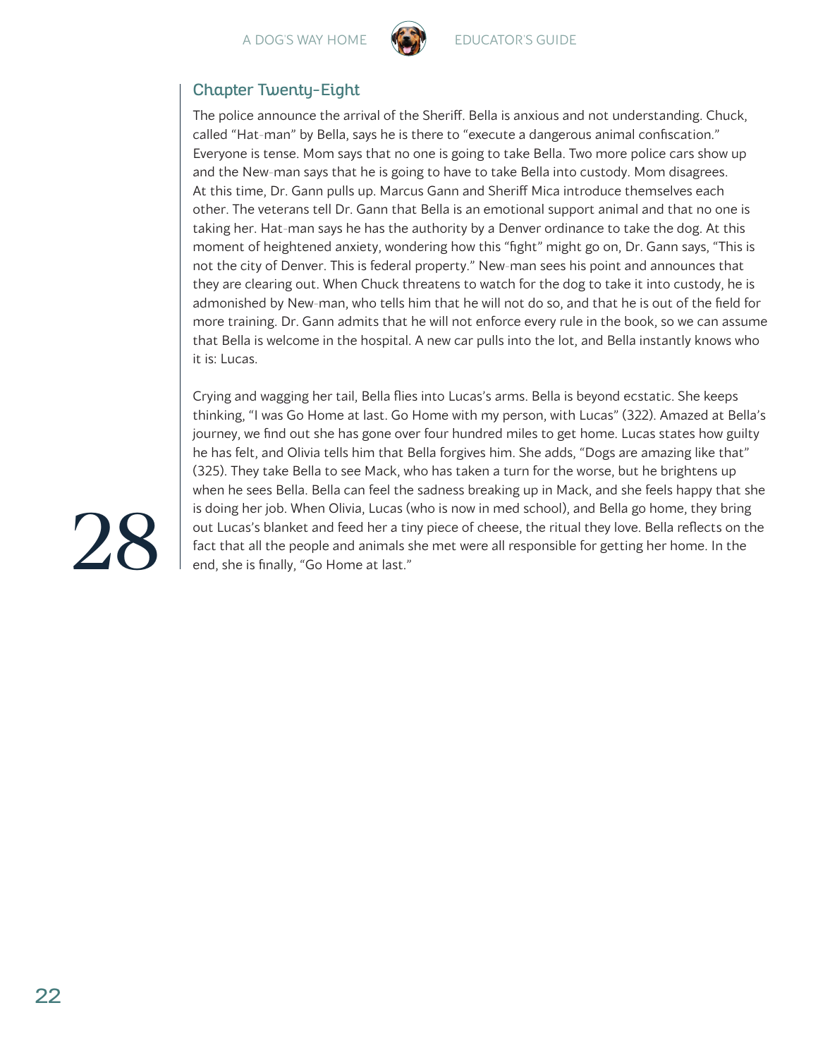## Chapter Twenty-Eight

The police announce the arrival of the Sheriff. Bella is anxious and not understanding. Chuck, called "Hat-man" by Bella, says he is there to "execute a dangerous animal confiscation." Everyone is tense. Mom says that no one is going to take Bella. Two more police cars show up and the New-man says that he is going to have to take Bella into custody. Mom disagrees. At this time, Dr. Gann pulls up. Marcus Gann and Sheriff Mica introduce themselves each other. The veterans tell Dr. Gann that Bella is an emotional support animal and that no one is taking her. Hat-man says he has the authority by a Denver ordinance to take the dog. At this moment of heightened anxiety, wondering how this "fight" might go on, Dr. Gann says, "This is not the city of Denver. This is federal property." New-man sees his point and announces that they are clearing out. When Chuck threatens to watch for the dog to take it into custody, he is admonished by New-man, who tells him that he will not do so, and that he is out of the field for more training. Dr. Gann admits that he will not enforce every rule in the book, so we can assume that Bella is welcome in the hospital. A new car pulls into the lot, and Bella instantly knows who it is: Lucas.

Crying and wagging her tail, Bella flies into Lucas's arms. Bella is beyond ecstatic. She keeps thinking, "I was Go Home at last. Go Home with my person, with Lucas" (322). Amazed at Bella's journey, we find out she has gone over four hundred miles to get home. Lucas states how guilty he has felt, and Olivia tells him that Bella forgives him. She adds, "Dogs are amazing like that" (325). They take Bella to see Mack, who has taken a turn for the worse, but he brightens up when he sees Bella. Bella can feel the sadness breaking up in Mack, and she feels happy that she is doing her job. When Olivia, Lucas (who is now in med school), and Bella go home, they bring out Lucas's blanket and feed her a tiny piece of cheese, the ritual they love. Bella reflects on the fact that all the people and animals she met were all responsible for getting her home. In the end, she is finally, "Go Home at last."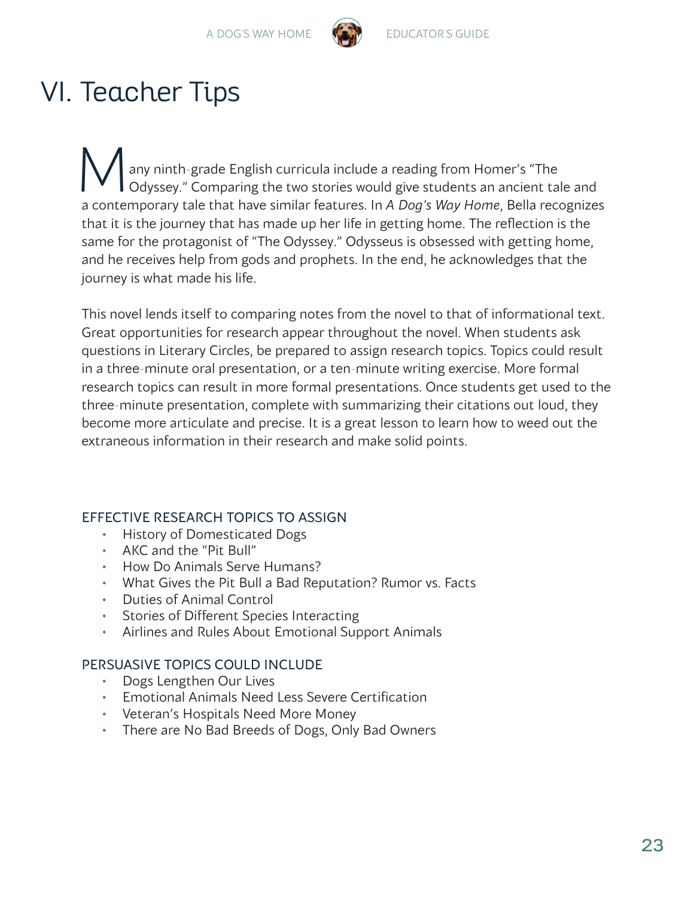# VI. Teacher Tips

Many ninth-grade English curricula include a reading from Homer's "The Odyssey." Comparing the two stories would give students an ancient tale and a contemporary tale that have similar features. In *A Dog's Way Home*, Bella recognizes that it is the journey that has made up her life in getting home. The reflection is the same for the protagonist of "The Odyssey." Odysseus is obsessed with getting home, and he receives help from gods and prophets. In the end, he acknowledges that the journey is what made his life.

This novel lends itself to comparing notes from the novel to that of informational text. Great opportunities for research appear throughout the novel. When students ask questions in Literary Circles, be prepared to assign research topics. Topics could result in a three-minute oral presentation, or a ten-minute writing exercise. More formal research topics can result in more formal presentations. Once students get used to the three-minute presentation, complete with summarizing their citations out loud, they become more articulate and precise. It is a great lesson to learn how to weed out the extraneous information in their research and make solid points.

### EFFECTIVE RESEARCH TOPICS TO ASSIGN

- History of Domesticated Dogs
- AKC and the "Pit Bull"
- How Do Animals Serve Humans?
- What Gives the Pit Bull a Bad Reputation? Rumor vs. Facts
- Duties of Animal Control
- Stories of Different Species Interacting
- Airlines and Rules About Emotional Support Animals

### PERSUASIVE TOPICS COULD INCLUDE

- Dogs Lengthen Our Lives
- Emotional Animals Need Less Severe Certification
- Veteran's Hospitals Need More Money
- There are No Bad Breeds of Dogs, Only Bad Owners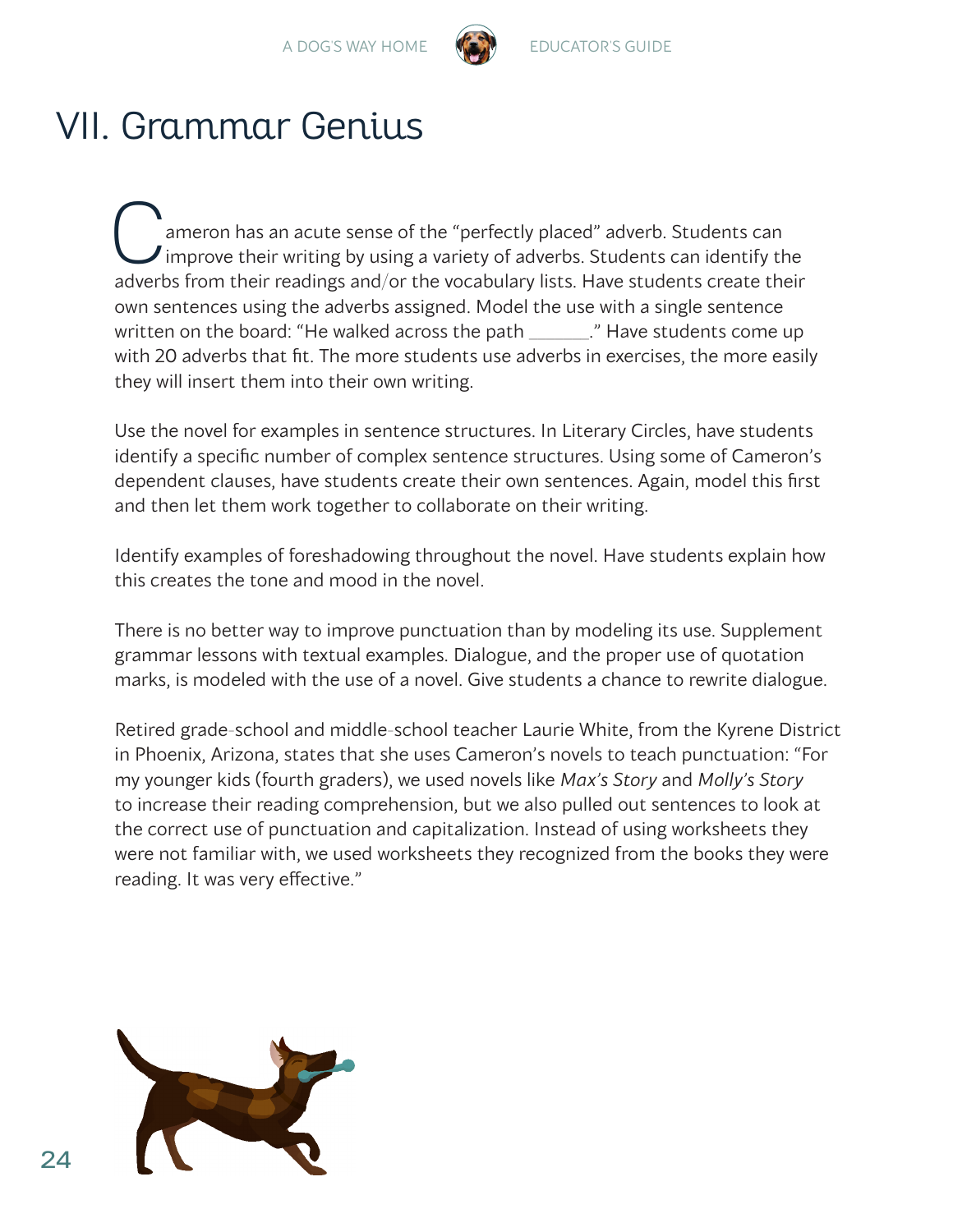# VII. Grammar Genius

Cameron has an acute sense of the "perfectly placed" adverb. Students can improve their writing by using a variety of adverbs. Students can identify the adverbs from their readings and/or the vocabulary lists. Have students create their own sentences using the adverbs assigned. Model the use with a single sentence written on the board: "He walked across the path ______." Have students come up with 20 adverbs that fit. The more students use adverbs in exercises, the more easily they will insert them into their own writing.

Use the novel for examples in sentence structures. In Literary Circles, have students identify a specific number of complex sentence structures. Using some of Cameron's dependent clauses, have students create their own sentences. Again, model this first and then let them work together to collaborate on their writing.

Identify examples of foreshadowing throughout the novel. Have students explain how this creates the tone and mood in the novel.

There is no better way to improve punctuation than by modeling its use. Supplement grammar lessons with textual examples. Dialogue, and the proper use of quotation marks, is modeled with the use of a novel. Give students a chance to rewrite dialogue.

Retired grade-school and middle-school teacher Laurie White, from the Kyrene District in Phoenix, Arizona, states that she uses Cameron's novels to teach punctuation: "For my younger kids (fourth graders), we used novels like *Max's Story* and *Molly's Story* to increase their reading comprehension, but we also pulled out sentences to look at the correct use of punctuation and capitalization. Instead of using worksheets they were not familiar with, we used worksheets they recognized from the books they were reading. It was very effective."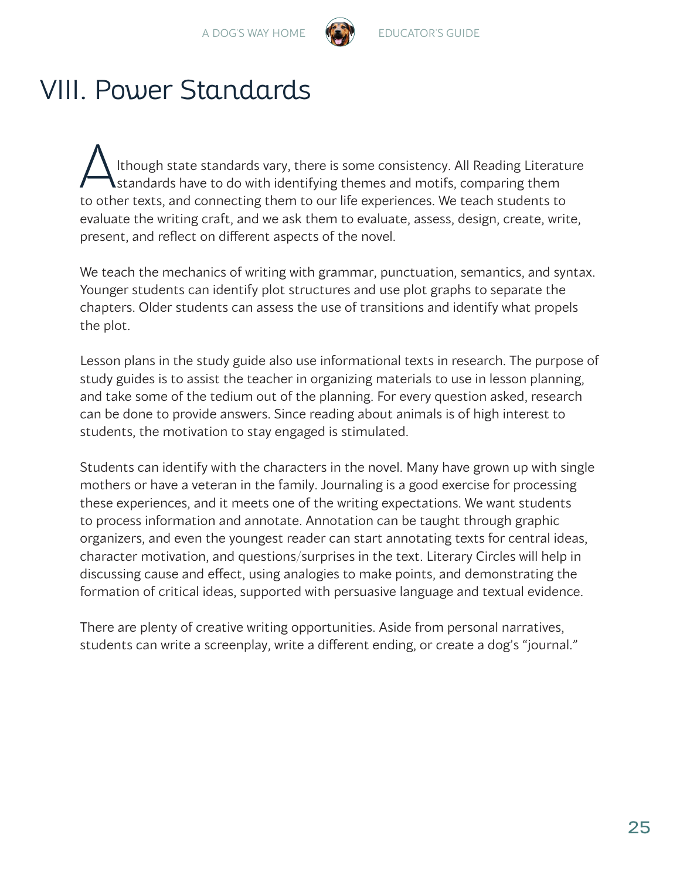# VIII. Power Standards

Although state standards vary, there is some consistency. All Reading Literature standards have to do with identifying themes and motifs, comparing them to other texts, and connecting them to our life experiences. We teach students to evaluate the writing craft, and we ask them to evaluate, assess, design, create, write, present, and reflect on different aspects of the novel.

We teach the mechanics of writing with grammar, punctuation, semantics, and syntax. Younger students can identify plot structures and use plot graphs to separate the chapters. Older students can assess the use of transitions and identify what propels the plot.

Lesson plans in the study guide also use informational texts in research. The purpose of study guides is to assist the teacher in organizing materials to use in lesson planning, and take some of the tedium out of the planning. For every question asked, research can be done to provide answers. Since reading about animals is of high interest to students, the motivation to stay engaged is stimulated.

Students can identify with the characters in the novel. Many have grown up with single mothers or have a veteran in the family. Journaling is a good exercise for processing these experiences, and it meets one of the writing expectations. We want students to process information and annotate. Annotation can be taught through graphic organizers, and even the youngest reader can start annotating texts for central ideas, character motivation, and questions/surprises in the text. Literary Circles will help in discussing cause and effect, using analogies to make points, and demonstrating the formation of critical ideas, supported with persuasive language and textual evidence.

There are plenty of creative writing opportunities. Aside from personal narratives, students can write a screenplay, write a different ending, or create a dog's "journal."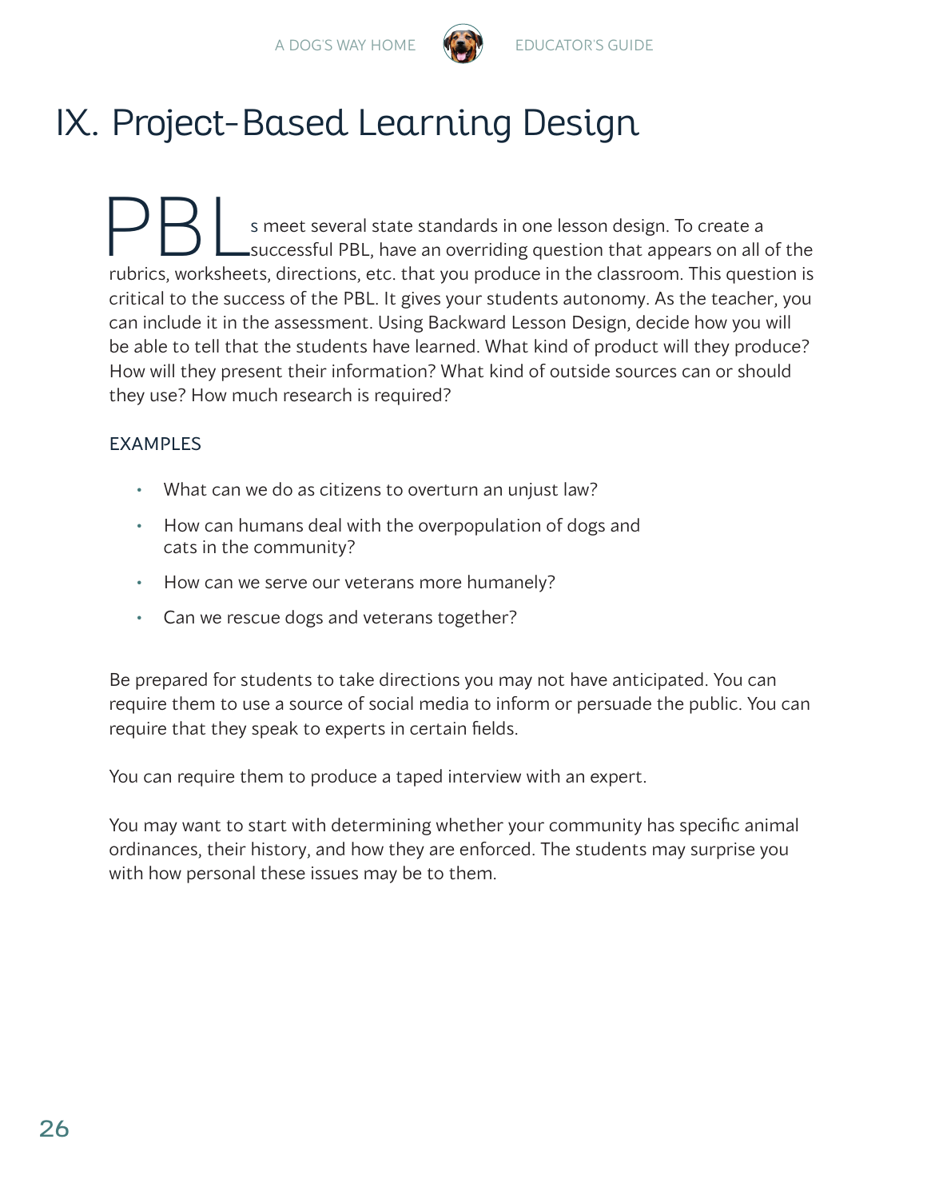# IX. Project-Based Learning Design

PBLs meet several state standards in one lesson design. To create a successful PBL, have an overriding question that appears on all of the rubrics, worksheets, directions, etc. that you produce in the classroom. This question is critical to the success of the PBL. It gives your students autonomy. As the teacher, you can include it in the assessment. Using Backward Lesson Design, decide how you will be able to tell that the students have learned. What kind of product will they produce? How will they present their information? What kind of outside sources can or should they use? How much research is required?

EXAMPLES

- What can we do as citizens to overturn an unjust law?
- How can humans deal with the overpopulation of dogs and cats in the community?
- How can we serve our veterans more humanely?
- Can we rescue dogs and veterans together?

Be prepared for students to take directions you may not have anticipated. You can require them to use a source of social media to inform or persuade the public. You can require that they speak to experts in certain fields.

You can require them to produce a taped interview with an expert.

You may want to start with determining whether your community has specific animal ordinances, their history, and how they are enforced. The students may surprise you with how personal these issues may be to them.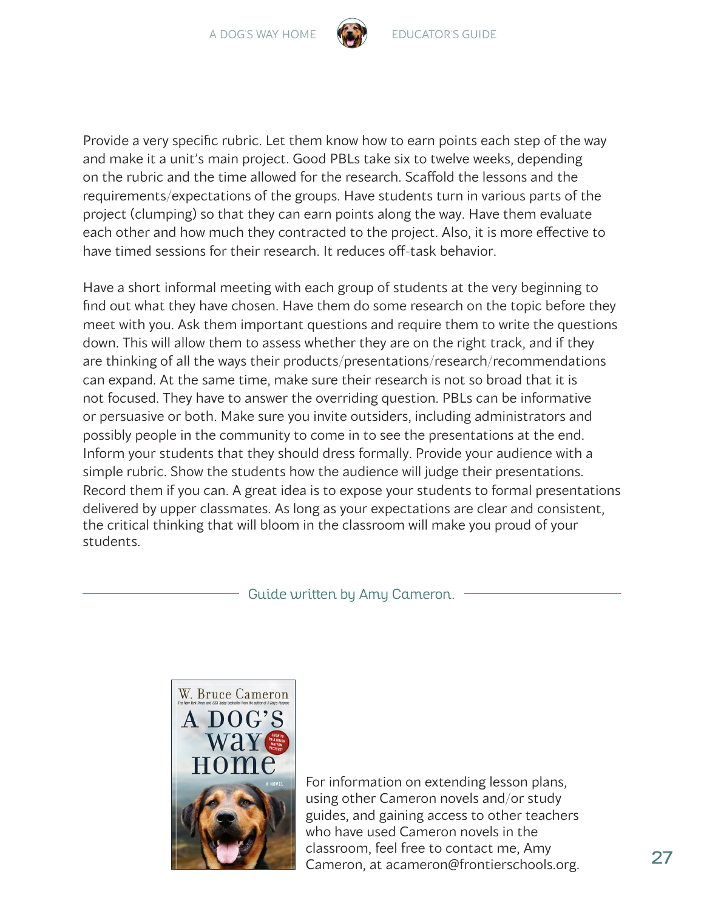Provide a very specific rubric. Let them know how to earn points each step of the way and make it a unit's main project. Good PBLs take six to twelve weeks, depending on the rubric and the time allowed for the research. Scaffold the lessons and the requirements/expectations of the groups. Have students turn in various parts of the project (clumping) so that they can earn points along the way. Have them evaluate each other and how much they contracted to the project. Also, it is more effective to have timed sessions for their research. It reduces off-task behavior.

Have a short informal meeting with each group of students at the very beginning to find out what they have chosen. Have them do some research on the topic before they meet with you. Ask them important questions and require them to write the questions down. This will allow them to assess whether they are on the right track, and if they are thinking of all the ways their products/presentations/research/recommendations can expand. At the same time, make sure their research is not so broad that it is not focused. They have to answer the overriding question. PBLs can be informative or persuasive or both. Make sure you invite outsiders, including administrators and possibly people in the community to come in to see the presentations at the end. Inform your students that they should dress formally. Provide your audience with a simple rubric. Show the students how the audience will judge their presentations. Record them if you can. A great idea is to expose your students to formal presentations delivered by upper classmates. As long as your expectations are clear and consistent, the critical thinking that will bloom in the classroom will make you proud of your students.

---

Guide written by Amy Cameron.

---

For information on extending lesson plans, using other Cameron novels and/or study guides, and gaining access to other teachers who have used Cameron novels in the classroom, feel free to contact me, Amy Cameron, at acameron@frontierschools.org.